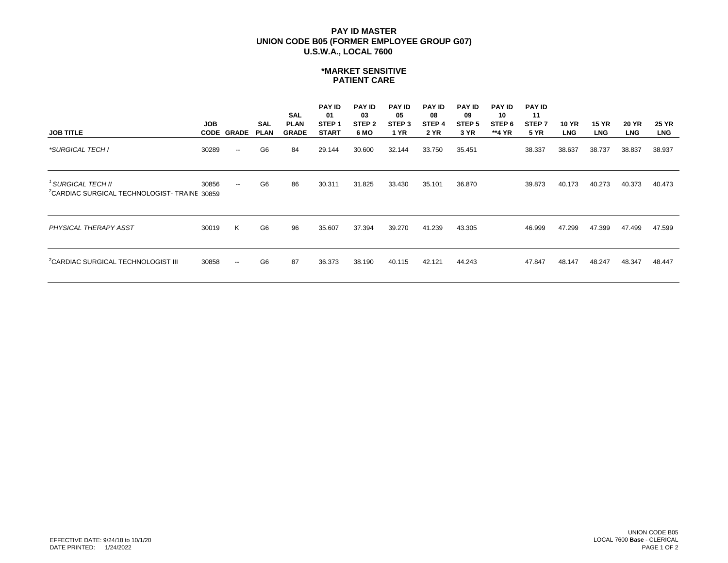# PAY ID MASTER
## UNION CODE B05 (FORMER EMPLOYEE GROUP G07)
## U.S.W.A., LOCAL 7600

### *MARKET SENSITIVE
### PATIENT CARE

| JOB TITLE | JOB CODE | GRADE | SAL PLAN | SAL PLAN GRADE | PAY ID 01 STEP 1 START | PAY ID 03 STEP 2 6 MO | PAY ID 05 STEP 3 1 YR | PAY ID 08 STEP 4 2 YR | PAY ID 09 STEP 5 3 YR | PAY ID 10 STEP 6 **4 YR | PAY ID 11 STEP 7 5 YR | 10 YR LNG | 15 YR LNG | 20 YR LNG | 25 YR LNG |
|---|---|---|---|---|---|---|---|---|---|---|---|---|---|---|---|
| *\*SURGICAL TECH I* | 30289 | -- | G6 | 84 | 29.144 | 30.600 | 32.144 | 33.750 | 35.451 | | 38.337 | 38.637 | 38.737 | 38.837 | 38.937 |
| [1] *SURGICAL TECH II* | 30856 | -- | G6 | 86 | 30.311 | 31.825 | 33.430 | 35.101 | 36.870 | | 39.873 | 40.173 | 40.273 | 40.373 | 40.473 |
| [2]CARDIAC SURGICAL TECHNOLOGIST- TRAINE | 30859 | | | | | | | | | | | | | | |
| *PHYSICAL THERAPY ASST* | 30019 | K | G6 | 96 | 35.607 | 37.394 | 39.270 | 41.239 | 43.305 | | 46.999 | 47.299 | 47.399 | 47.499 | 47.599 |
| [2]CARDIAC SURGICAL TECHNOLOGIST III | 30858 | -- | G6 | 87 | 36.373 | 38.190 | 40.115 | 42.121 | 44.243 | | 47.847 | 48.147 | 48.247 | 48.347 | 48.447 |

EFFECTIVE DATE: 9/24/18 to 10/1/20
DATE PRINTED: 1/24/2022

UNION CODE B05
LOCAL 7600 **Base** - CLERICAL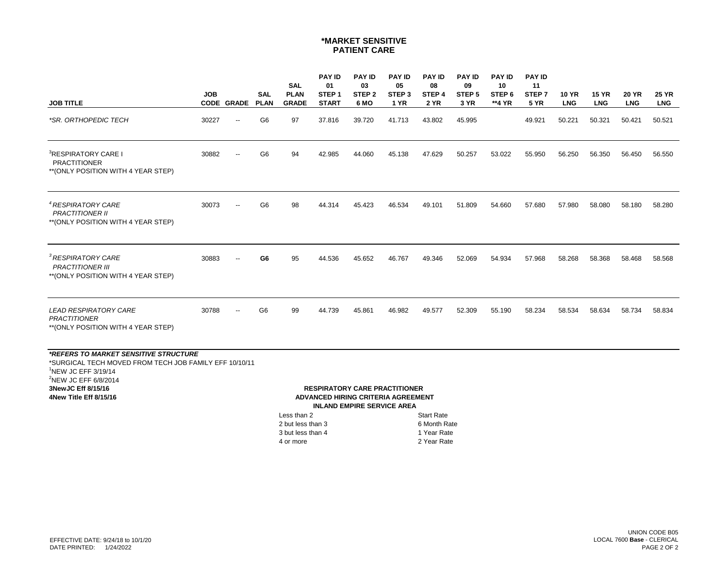# *MARKET SENSITIVE
## PATIENT CARE

| JOB TITLE | JOB CODE | GRADE | SAL PLAN | SAL PLAN GRADE | PAY ID 01 STEP 1 START | PAY ID 03 STEP 2 6 MO | PAY ID 05 STEP 3 1 YR | PAY ID 08 STEP 4 2 YR | PAY ID 09 STEP 5 3 YR | PAY ID 10 STEP 6 **4 YR | PAY ID 11 STEP 7 5 YR | 10 YR LNG | 15 YR LNG | 20 YR LNG | 25 YR LNG |
|---|---|---|---|---|---|---|---|---|---|---|---|---|---|---|---|
| *\*SR. ORTHOPEDIC TECH* | 30227 | -- | G6 | 97 | 37.816 | 39.720 | 41.713 | 43.802 | 45.995 | | 49.921 | 50.221 | 50.321 | 50.421 | 50.521 |
| [3]RESPIRATORY CARE I PRACTITIONER **(ONLY POSITION WITH 4 YEAR STEP) | 30882 | -- | G6 | 94 | 42.985 | 44.060 | 45.138 | 47.629 | 50.257 | 53.022 | 55.950 | 56.250 | 56.350 | 56.450 | 56.550 |
| *[4]RESPIRATORY CARE PRACTITIONER II* **(ONLY POSITION WITH 4 YEAR STEP) | 30073 | -- | G6 | 98 | 44.314 | 45.423 | 46.534 | 49.101 | 51.809 | 54.660 | 57.680 | 57.980 | 58.080 | 58.180 | 58.280 |
| *[3]RESPIRATORY CARE PRACTITIONER III* **(ONLY POSITION WITH 4 YEAR STEP) | 30883 | -- | **G6** | 95 | 44.536 | 45.652 | 46.767 | 49.346 | 52.069 | 54.934 | 57.968 | 58.268 | 58.368 | 58.468 | 58.568 |
| *LEAD RESPIRATORY CARE PRACTITIONER* **(ONLY POSITION WITH 4 YEAR STEP) | 30788 | -- | G6 | 99 | 44.739 | 45.861 | 46.982 | 49.577 | 52.309 | 55.190 | 58.234 | 58.534 | 58.634 | 58.734 | 58.834 |

***REFERS TO MARKET SENSITIVE STRUCTURE***
*SURGICAL TECH MOVED FROM TECH JOB FAMILY EFF 10/10/11
[1]NEW JC EFF 3/19/14
[2]NEW JC EFF 6/8/2014
**3NewJC Eff 8/15/16**
**4New Title Eff 8/15/16**

**RESPIRATORY CARE PRACTITIONER**
**ADVANCED HIRING CRITERIA AGREEMENT**
**INLAND EMPIRE SERVICE AREA**

| | |
|---|---|
| Less than 2 | Start Rate |
| 2 but less than 3 | 6 Month Rate |
| 3 but less than 4 | 1 Year Rate |
| 4 or more | 2 Year Rate |

EFFECTIVE DATE: 9/24/18 to 10/1/20
DATE PRINTED: 1/24/2022

UNION CODE B05
LOCAL 7600 **Base** - CLERICAL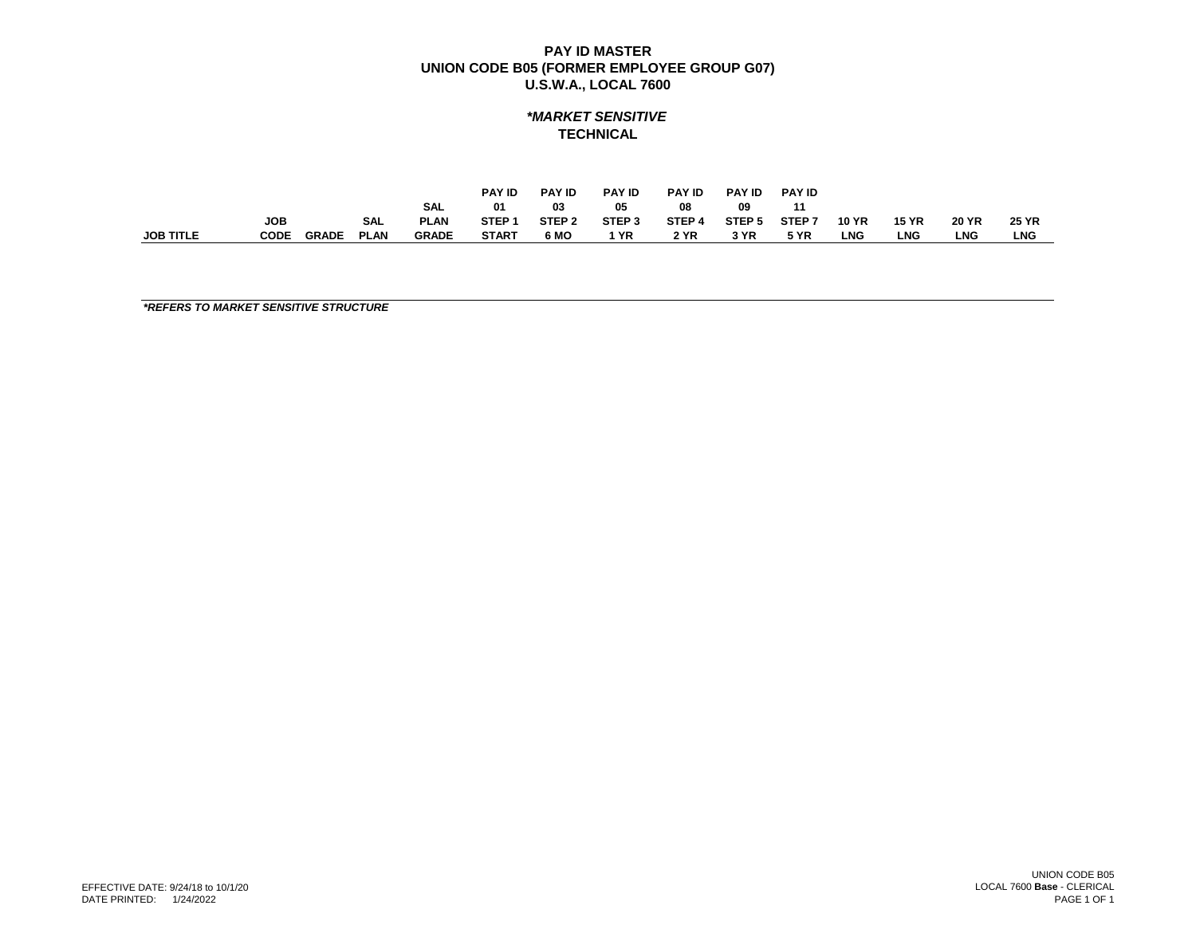# PAY ID MASTER
## UNION CODE B05 (FORMER EMPLOYEE GROUP G07)
## U.S.W.A., LOCAL 7600

### *\*MARKET SENSITIVE*
### TECHNICAL

| JOB TITLE | JOB CODE | GRADE | SAL PLAN | SAL PLAN GRADE | PAY ID 01 STEP 1 START | PAY ID 03 STEP 2 6 MO | PAY ID 05 STEP 3 1 YR | PAY ID 08 STEP 4 2 YR | PAY ID 09 STEP 5 3 YR | PAY ID 11 STEP 7 5 YR | 10 YR LNG | 15 YR LNG | 20 YR LNG | 25 YR LNG |
|---|---|---|---|---|---|---|---|---|---|---|---|---|---|---|

***REFERS TO MARKET SENSITIVE STRUCTURE**

EFFECTIVE DATE: 9/24/18 to 10/1/20
DATE PRINTED: 1/24/2022

UNION CODE B05
LOCAL 7600 **Base** - CLERICAL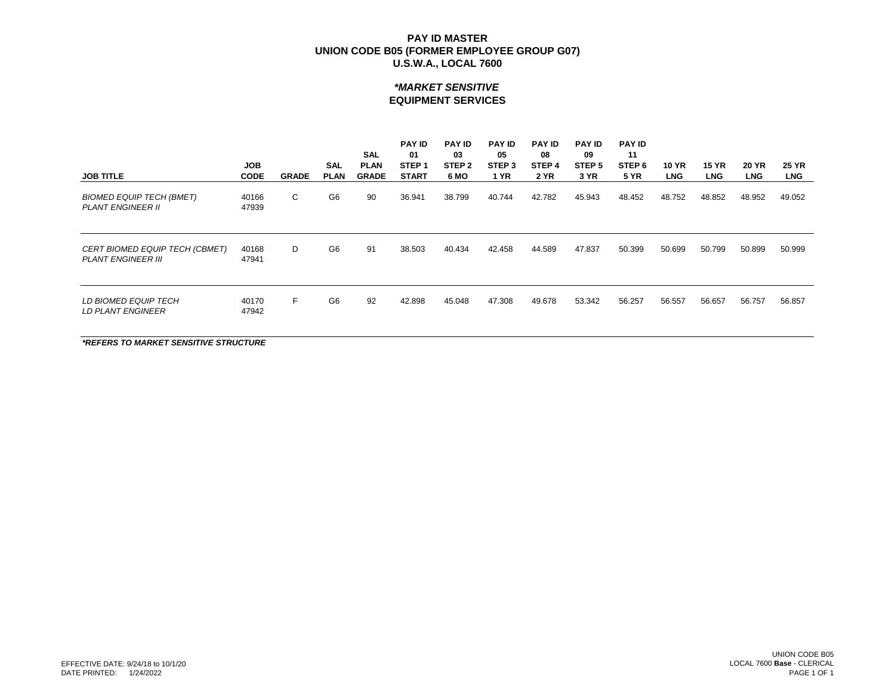**PAY ID MASTER**
**UNION CODE B05 (FORMER EMPLOYEE GROUP G07)**
**U.S.W.A., LOCAL 7600**

***\*MARKET SENSITIVE***
**EQUIPMENT SERVICES**

| JOB TITLE | JOB CODE | GRADE | SAL PLAN | SAL PLAN GRADE | PAY ID 01 STEP 1 START | PAY ID 03 STEP 2 6 MO | PAY ID 05 STEP 3 1 YR | PAY ID 08 STEP 4 2 YR | PAY ID 09 STEP 5 3 YR | PAY ID 11 STEP 6 5 YR | 10 YR LNG | 15 YR LNG | 20 YR LNG | 25 YR LNG |
|---|---|---|---|---|---|---|---|---|---|---|---|---|---|---|
| *BIOMED EQUIP TECH (BMET)*<br>*PLANT ENGINEER II* | 40166<br>47939 | C | G6 | 90 | 36.941 | 38.799 | 40.744 | 42.782 | 45.943 | 48.452 | 48.752 | 48.852 | 48.952 | 49.052 |
| *CERT BIOMED EQUIP TECH (CBMET)*<br>*PLANT ENGINEER III* | 40168<br>47941 | D | G6 | 91 | 38.503 | 40.434 | 42.458 | 44.589 | 47.837 | 50.399 | 50.699 | 50.799 | 50.899 | 50.999 |
| *LD BIOMED EQUIP TECH*<br>*LD PLANT ENGINEER* | 40170<br>47942 | F | G6 | 92 | 42.898 | 45.048 | 47.308 | 49.678 | 53.342 | 56.257 | 56.557 | 56.657 | 56.757 | 56.857 |

***\*REFERS TO MARKET SENSITIVE STRUCTURE***

EFFECTIVE DATE: 9/24/18 to 10/1/20
DATE PRINTED: 1/24/2022

UNION CODE B05
LOCAL 7600 **Base** - CLERICAL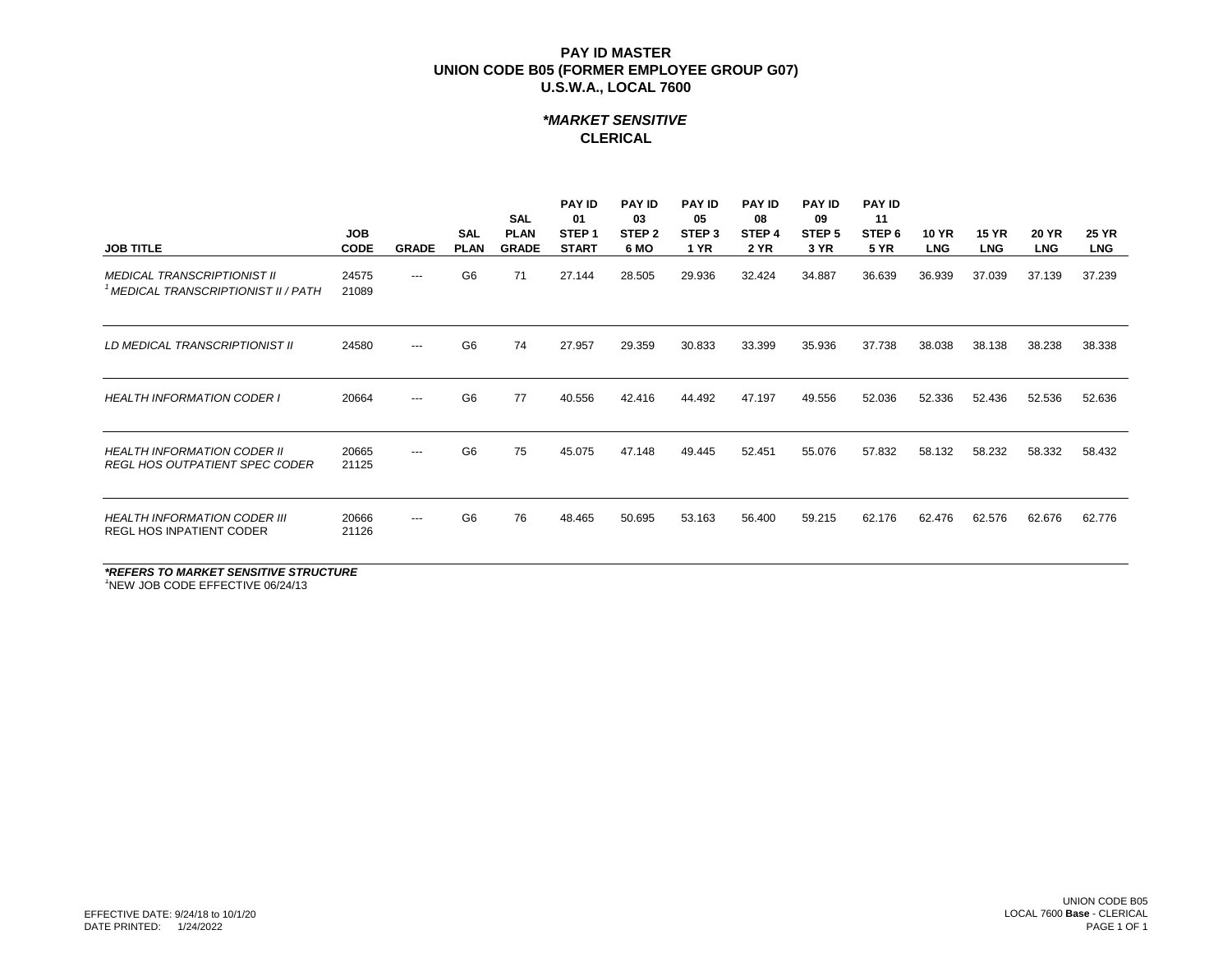# PAY ID MASTER
# UNION CODE B05 (FORMER EMPLOYEE GROUP G07)
# U.S.W.A., LOCAL 7600

## *\*MARKET SENSITIVE*
## CLERICAL

| JOB TITLE | JOB CODE | GRADE | SAL PLAN | SAL PLAN GRADE | PAY ID 01 STEP 1 START | PAY ID 03 STEP 2 6 MO | PAY ID 05 STEP 3 1 YR | PAY ID 08 STEP 4 2 YR | PAY ID 09 STEP 5 3 YR | PAY ID 11 STEP 6 5 YR | 10 YR LNG | 15 YR LNG | 20 YR LNG | 25 YR LNG |
|---|---|---|---|---|---|---|---|---|---|---|---|---|---|---|
| *MEDICAL TRANSCRIPTIONIST II* | 24575 | --- | G6 | 71 | 27.144 | 28.505 | 29.936 | 32.424 | 34.887 | 36.639 | 36.939 | 37.039 | 37.139 | 37.239 |
| [1] *MEDICAL TRANSCRIPTIONIST II / PATH* | 21089 | | | | | | | | | | | | | |
| *LD MEDICAL TRANSCRIPTIONIST II* | 24580 | --- | G6 | 74 | 27.957 | 29.359 | 30.833 | 33.399 | 35.936 | 37.738 | 38.038 | 38.138 | 38.238 | 38.338 |
| *HEALTH INFORMATION CODER I* | 20664 | --- | G6 | 77 | 40.556 | 42.416 | 44.492 | 47.197 | 49.556 | 52.036 | 52.336 | 52.436 | 52.536 | 52.636 |
| *HEALTH INFORMATION CODER II* | 20665 | --- | G6 | 75 | 45.075 | 47.148 | 49.445 | 52.451 | 55.076 | 57.832 | 58.132 | 58.232 | 58.332 | 58.432 |
| *REGL HOS OUTPATIENT SPEC CODER* | 21125 | | | | | | | | | | | | | |
| *HEALTH INFORMATION CODER III* | 20666 | --- | G6 | 76 | 48.465 | 50.695 | 53.163 | 56.400 | 59.215 | 62.176 | 62.476 | 62.576 | 62.676 | 62.776 |
| REGL HOS INPATIENT CODER | 21126 | | | | | | | | | | | | | |

***REFERS TO MARKET SENSITIVE STRUCTURE***

[1]NEW JOB CODE EFFECTIVE 06/24/13

EFFECTIVE DATE: 9/24/18 to 10/1/20
DATE PRINTED: 1/24/2022

UNION CODE B05
LOCAL 7600 **Base** - CLERICAL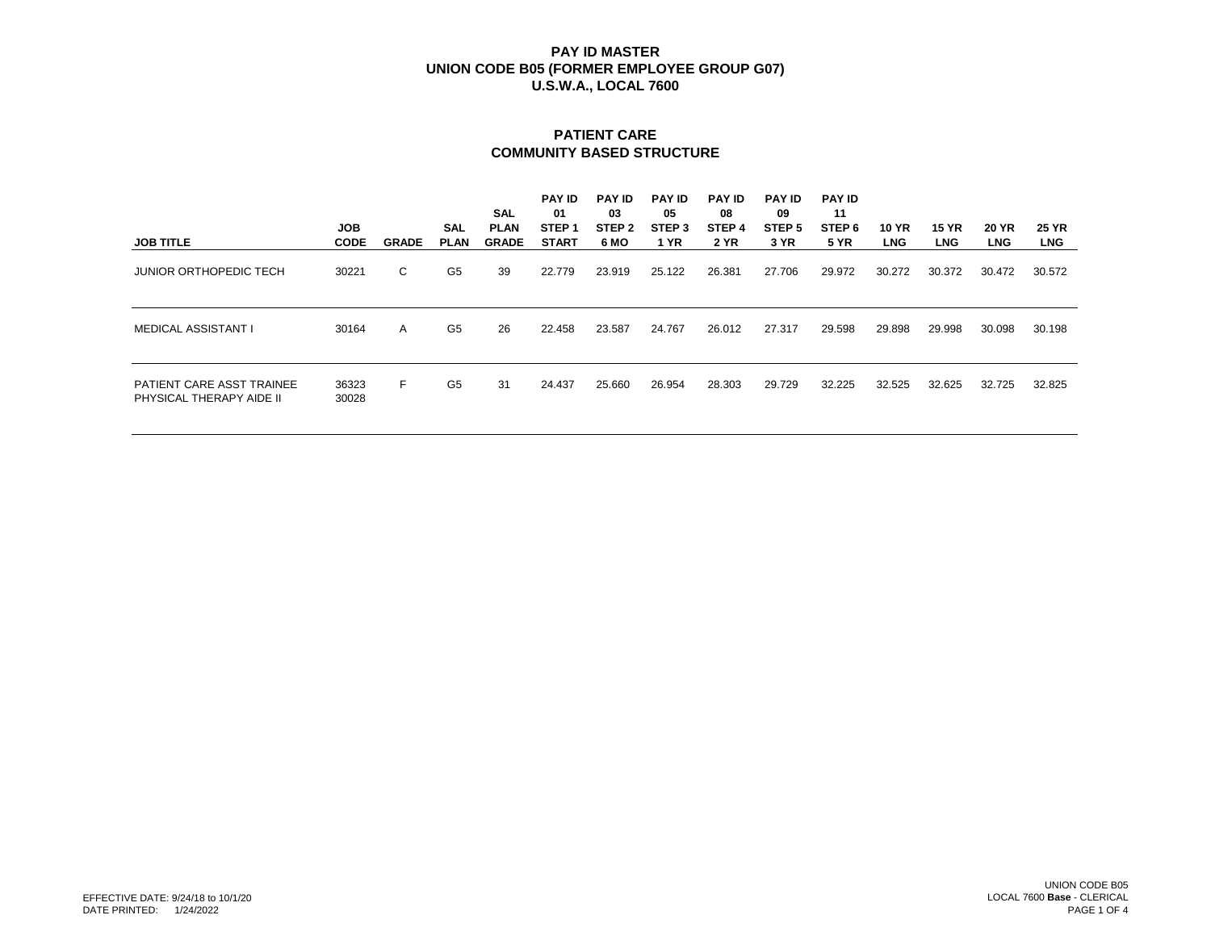# PAY ID MASTER
# UNION CODE B05 (FORMER EMPLOYEE GROUP G07)
# U.S.W.A., LOCAL 7600

## PATIENT CARE
## COMMUNITY BASED STRUCTURE

| JOB TITLE | JOB CODE | GRADE | SAL PLAN | SAL PLAN GRADE | PAY ID 01 STEP 1 START | PAY ID 03 STEP 2 6 MO | PAY ID 05 STEP 3 1 YR | PAY ID 08 STEP 4 2 YR | PAY ID 09 STEP 5 3 YR | PAY ID 11 STEP 6 5 YR | 10 YR LNG | 15 YR LNG | 20 YR LNG | 25 YR LNG |
|---|---|---|---|---|---|---|---|---|---|---|---|---|---|---|
| JUNIOR ORTHOPEDIC TECH | 30221 | C | G5 | 39 | 22.779 | 23.919 | 25.122 | 26.381 | 27.706 | 29.972 | 30.272 | 30.372 | 30.472 | 30.572 |
| MEDICAL ASSISTANT I | 30164 | A | G5 | 26 | 22.458 | 23.587 | 24.767 | 26.012 | 27.317 | 29.598 | 29.898 | 29.998 | 30.098 | 30.198 |
| PATIENT CARE ASST TRAINEE<br>PHYSICAL THERAPY AIDE II | 36323<br>30028 | F | G5 | 31 | 24.437 | 25.660 | 26.954 | 28.303 | 29.729 | 32.225 | 32.525 | 32.625 | 32.725 | 32.825 |

EFFECTIVE DATE: 9/24/18 to 10/1/20
DATE PRINTED: 1/24/2022

UNION CODE B05
LOCAL 7600 **Base** - CLERICAL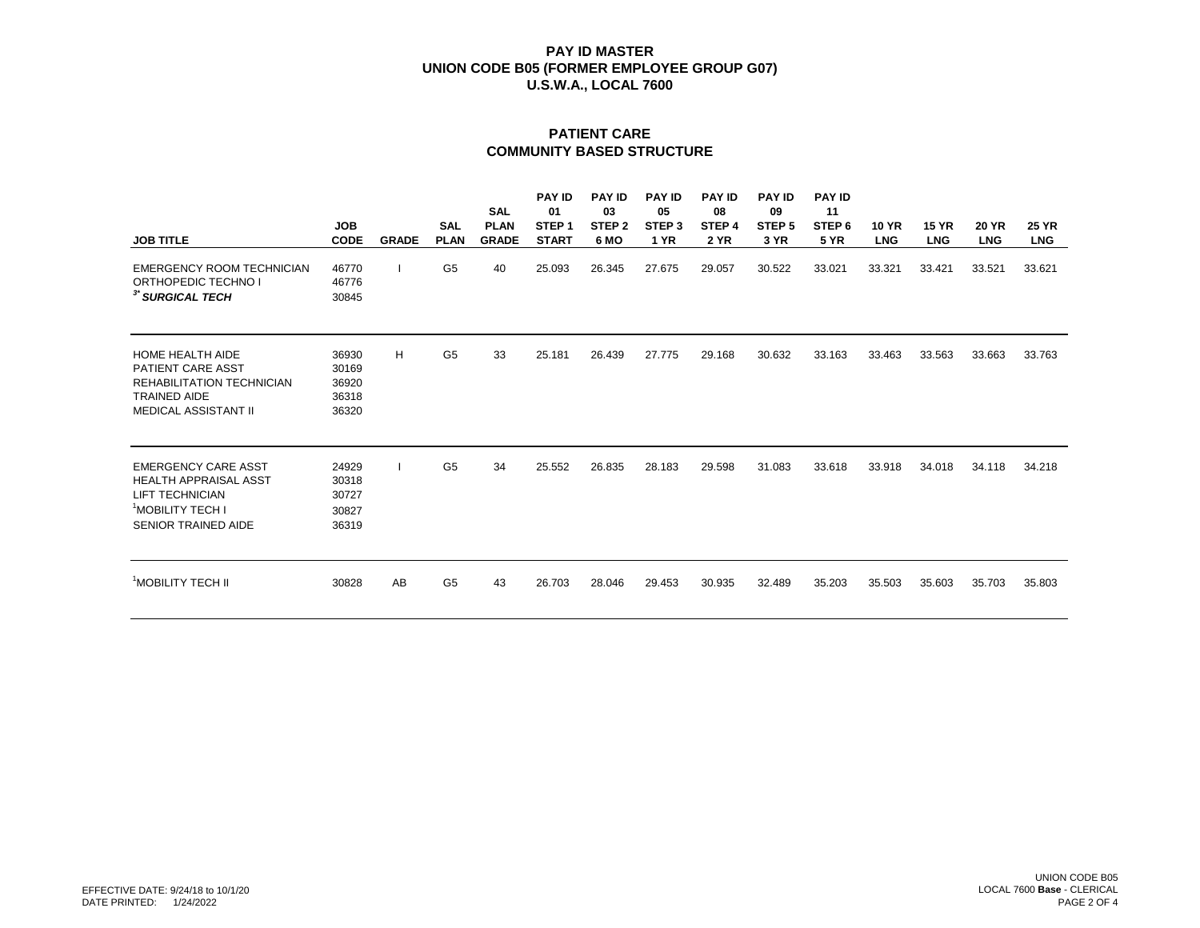# PAY ID MASTER
## UNION CODE B05 (FORMER EMPLOYEE GROUP G07)
## U.S.W.A., LOCAL 7600

## PATIENT CARE
## COMMUNITY BASED STRUCTURE

| JOB TITLE | JOB CODE | GRADE | SAL PLAN | SAL PLAN GRADE | PAY ID 01 STEP 1 START | PAY ID 03 STEP 2 6 MO | PAY ID 05 STEP 3 1 YR | PAY ID 08 STEP 4 2 YR | PAY ID 09 STEP 5 3 YR | PAY ID 11 STEP 6 5 YR | 10 YR LNG | 15 YR LNG | 20 YR LNG | 25 YR LNG |
|---|---|---|---|---|---|---|---|---|---|---|---|---|---|---|
| EMERGENCY ROOM TECHNICIAN | 46770 | I | G5 | 40 | 25.093 | 26.345 | 27.675 | 29.057 | 30.522 | 33.021 | 33.321 | 33.421 | 33.521 | 33.621 |
| ORTHOPEDIC TECHNO I | 46776 | | | | | | | | | | | | | |
| [3*] *SURGICAL TECH* | 30845 | | | | | | | | | | | | | |
| HOME HEALTH AIDE | 36930 | H | G5 | 33 | 25.181 | 26.439 | 27.775 | 29.168 | 30.632 | 33.163 | 33.463 | 33.563 | 33.663 | 33.763 |
| PATIENT CARE ASST | 30169 | | | | | | | | | | | | | |
| REHABILITATION TECHNICIAN | 36920 | | | | | | | | | | | | | |
| TRAINED AIDE | 36318 | | | | | | | | | | | | | |
| MEDICAL ASSISTANT II | 36320 | | | | | | | | | | | | | |
| EMERGENCY CARE ASST | 24929 | I | G5 | 34 | 25.552 | 26.835 | 28.183 | 29.598 | 31.083 | 33.618 | 33.918 | 34.018 | 34.118 | 34.218 |
| HEALTH APPRAISAL ASST | 30318 | | | | | | | | | | | | | |
| LIFT TECHNICIAN | 30727 | | | | | | | | | | | | | |
| [1]MOBILITY TECH I | 30827 | | | | | | | | | | | | | |
| SENIOR TRAINED AIDE | 36319 | | | | | | | | | | | | | |
| [1]MOBILITY TECH II | 30828 | AB | G5 | 43 | 26.703 | 28.046 | 29.453 | 30.935 | 32.489 | 35.203 | 35.503 | 35.603 | 35.703 | 35.803 |

EFFECTIVE DATE: 9/24/18 to 10/1/20
DATE PRINTED: 1/24/2022

UNION CODE B05
LOCAL 7600 **Base** - CLERICAL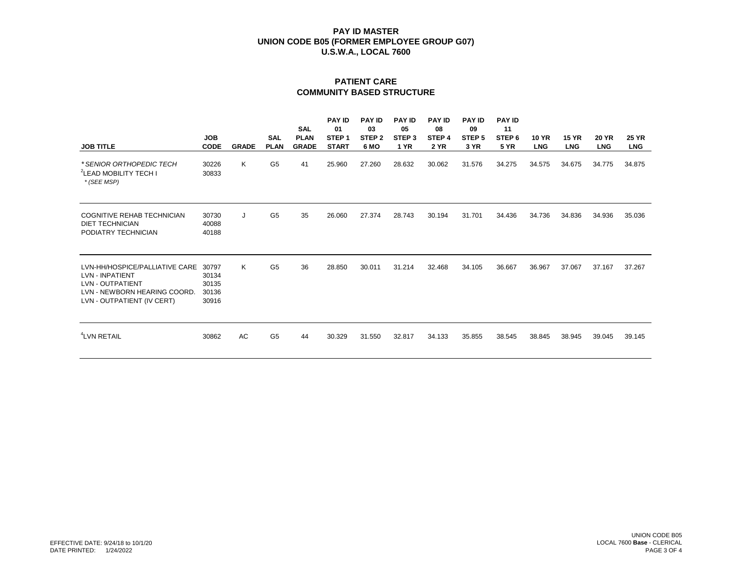# PAY ID MASTER
# UNION CODE B05 (FORMER EMPLOYEE GROUP G07)
# U.S.W.A., LOCAL 7600

## PATIENT CARE
## COMMUNITY BASED STRUCTURE

| JOB TITLE | JOB CODE | GRADE | SAL PLAN | SAL PLAN GRADE | PAY ID 01 STEP 1 START | PAY ID 03 STEP 2 6 MO | PAY ID 05 STEP 3 1 YR | PAY ID 08 STEP 4 2 YR | PAY ID 09 STEP 5 3 YR | PAY ID 11 STEP 6 5 YR | 10 YR LNG | 15 YR LNG | 20 YR LNG | 25 YR LNG |
|---|---|---|---|---|---|---|---|---|---|---|---|---|---|---|
| *\*SENIOR ORTHOPEDIC TECH*<br>[2]LEAD MOBILITY TECH I<br>*\* (SEE MSP)* | 30226<br>30833 | K | G5 | 41 | 25.960 | 27.260 | 28.632 | 30.062 | 31.576 | 34.275 | 34.575 | 34.675 | 34.775 | 34.875 |
| COGNITIVE REHAB TECHNICIAN<br>DIET TECHNICIAN<br>PODIATRY TECHNICIAN | 30730<br>40088<br>40188 | J | G5 | 35 | 26.060 | 27.374 | 28.743 | 30.194 | 31.701 | 34.436 | 34.736 | 34.836 | 34.936 | 35.036 |
| LVN-HH/HOSPICE/PALLIATIVE CARE<br>LVN - INPATIENT<br>LVN - OUTPATIENT<br>LVN - NEWBORN HEARING COORD.<br>LVN - OUTPATIENT (IV CERT) | 30797<br>30134<br>30135<br>30136<br>30916 | K | G5 | 36 | 28.850 | 30.011 | 31.214 | 32.468 | 34.105 | 36.667 | 36.967 | 37.067 | 37.167 | 37.267 |
| [4]LVN RETAIL | 30862 | AC | G5 | 44 | 30.329 | 31.550 | 32.817 | 34.133 | 35.855 | 38.545 | 38.845 | 38.945 | 39.045 | 39.145 |

EFFECTIVE DATE: 9/24/18 to 10/1/20
DATE PRINTED: 1/24/2022

UNION CODE B05
LOCAL 7600 **Base** - CLERICAL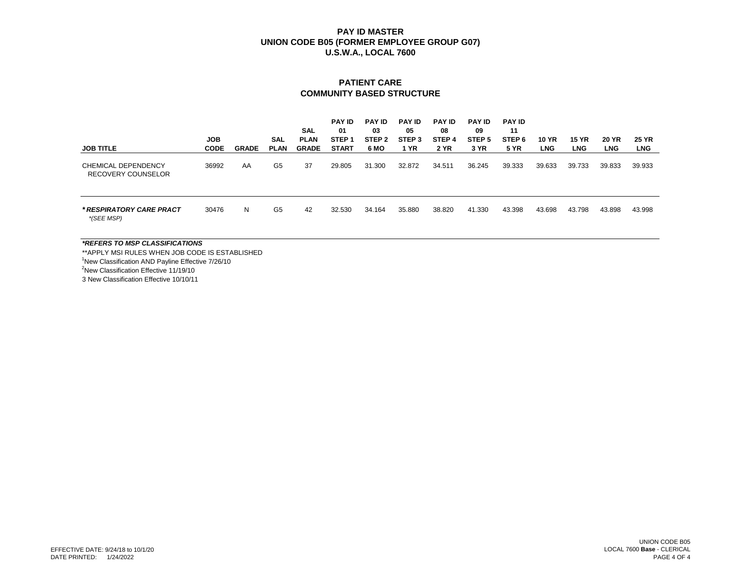# PAY ID MASTER
## UNION CODE B05 (FORMER EMPLOYEE GROUP G07)
## U.S.W.A., LOCAL 7600

### PATIENT CARE
### COMMUNITY BASED STRUCTURE

| JOB TITLE | JOB CODE | GRADE | SAL PLAN | SAL PLAN GRADE | PAY ID 01 STEP 1 START | PAY ID 03 STEP 2 6 MO | PAY ID 05 STEP 3 1 YR | PAY ID 08 STEP 4 2 YR | PAY ID 09 STEP 5 3 YR | PAY ID 11 STEP 6 5 YR | 10 YR LNG | 15 YR LNG | 20 YR LNG | 25 YR LNG |
|---|---|---|---|---|---|---|---|---|---|---|---|---|---|---|
| CHEMICAL DEPENDENCY RECOVERY COUNSELOR | 36992 | AA | G5 | 37 | 29.805 | 31.300 | 32.872 | 34.511 | 36.245 | 39.333 | 39.633 | 39.733 | 39.833 | 39.933 |
| ***RESPIRATORY CARE PRACT** *\*(SEE MSP)* | 30476 | N | G5 | 42 | 32.530 | 34.164 | 35.880 | 38.820 | 41.330 | 43.398 | 43.698 | 43.798 | 43.898 | 43.998 |

***REFERS TO MSP CLASSIFICATIONS**

**APPLY MSI RULES WHEN JOB CODE IS ESTABLISHED

[1]New Classification AND Payline Effective 7/26/10

[2]New Classification Effective 11/19/10

3 New Classification Effective 10/10/11

EFFECTIVE DATE: 9/24/18 to 10/1/20
DATE PRINTED: 1/24/2022

UNION CODE B05
LOCAL 7600 **Base** - CLERICAL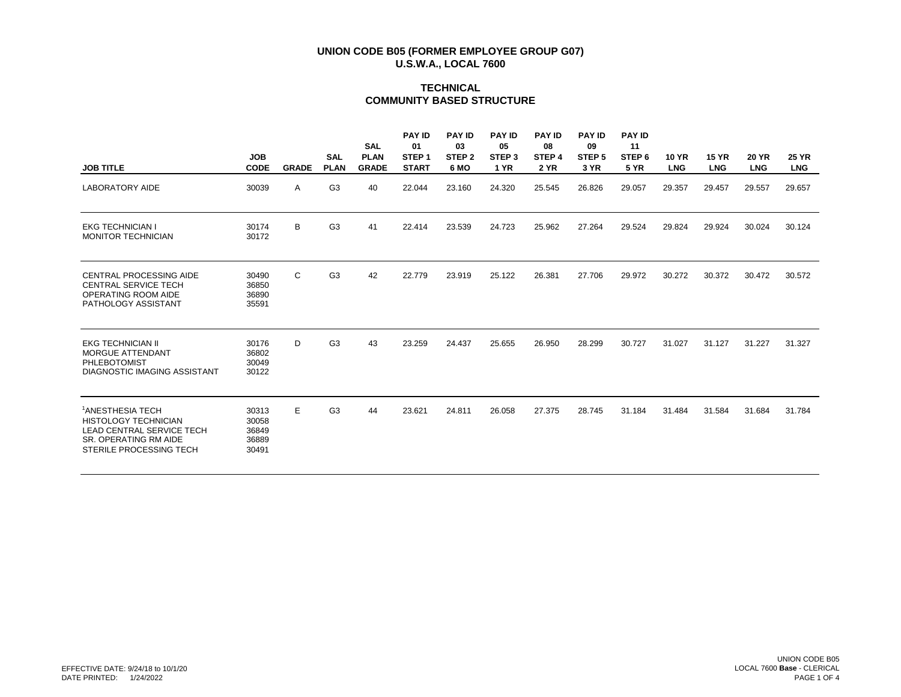# UNION CODE B05 (FORMER EMPLOYEE GROUP G07)
# U.S.W.A., LOCAL 7600

## TECHNICAL
## COMMUNITY BASED STRUCTURE

| JOB TITLE | JOB CODE | GRADE | SAL PLAN | SAL PLAN GRADE | PAY ID 01 STEP 1 START | PAY ID 03 STEP 2 6 MO | PAY ID 05 STEP 3 1 YR | PAY ID 08 STEP 4 2 YR | PAY ID 09 STEP 5 3 YR | PAY ID 11 STEP 6 5 YR | 10 YR LNG | 15 YR LNG | 20 YR LNG | 25 YR LNG |
|---|---|---|---|---|---|---|---|---|---|---|---|---|---|---|
| LABORATORY AIDE | 30039 | A | G3 | 40 | 22.044 | 23.160 | 24.320 | 25.545 | 26.826 | 29.057 | 29.357 | 29.457 | 29.557 | 29.657 |
| EKG TECHNICIAN I<br>MONITOR TECHNICIAN | 30174<br>30172 | B | G3 | 41 | 22.414 | 23.539 | 24.723 | 25.962 | 27.264 | 29.524 | 29.824 | 29.924 | 30.024 | 30.124 |
| CENTRAL PROCESSING AIDE<br>CENTRAL SERVICE TECH<br>OPERATING ROOM AIDE<br>PATHOLOGY ASSISTANT | 30490<br>36850<br>36890<br>35591 | C | G3 | 42 | 22.779 | 23.919 | 25.122 | 26.381 | 27.706 | 29.972 | 30.272 | 30.372 | 30.472 | 30.572 |
| EKG TECHNICIAN II<br>MORGUE ATTENDANT<br>PHLEBOTOMIST<br>DIAGNOSTIC IMAGING ASSISTANT | 30176<br>36802<br>30049<br>30122 | D | G3 | 43 | 23.259 | 24.437 | 25.655 | 26.950 | 28.299 | 30.727 | 31.027 | 31.127 | 31.227 | 31.327 |
| [1]ANESTHESIA TECH<br>HISTOLOGY TECHNICIAN<br>LEAD CENTRAL SERVICE TECH<br>SR. OPERATING RM AIDE<br>STERILE PROCESSING TECH | 30313<br>30058<br>36849<br>36889<br>30491 | E | G3 | 44 | 23.621 | 24.811 | 26.058 | 27.375 | 28.745 | 31.184 | 31.484 | 31.584 | 31.684 | 31.784 |

EFFECTIVE DATE: 9/24/18 to 10/1/20
DATE PRINTED: 1/24/2022

UNION CODE B05
LOCAL 7600 **Base** - CLERICAL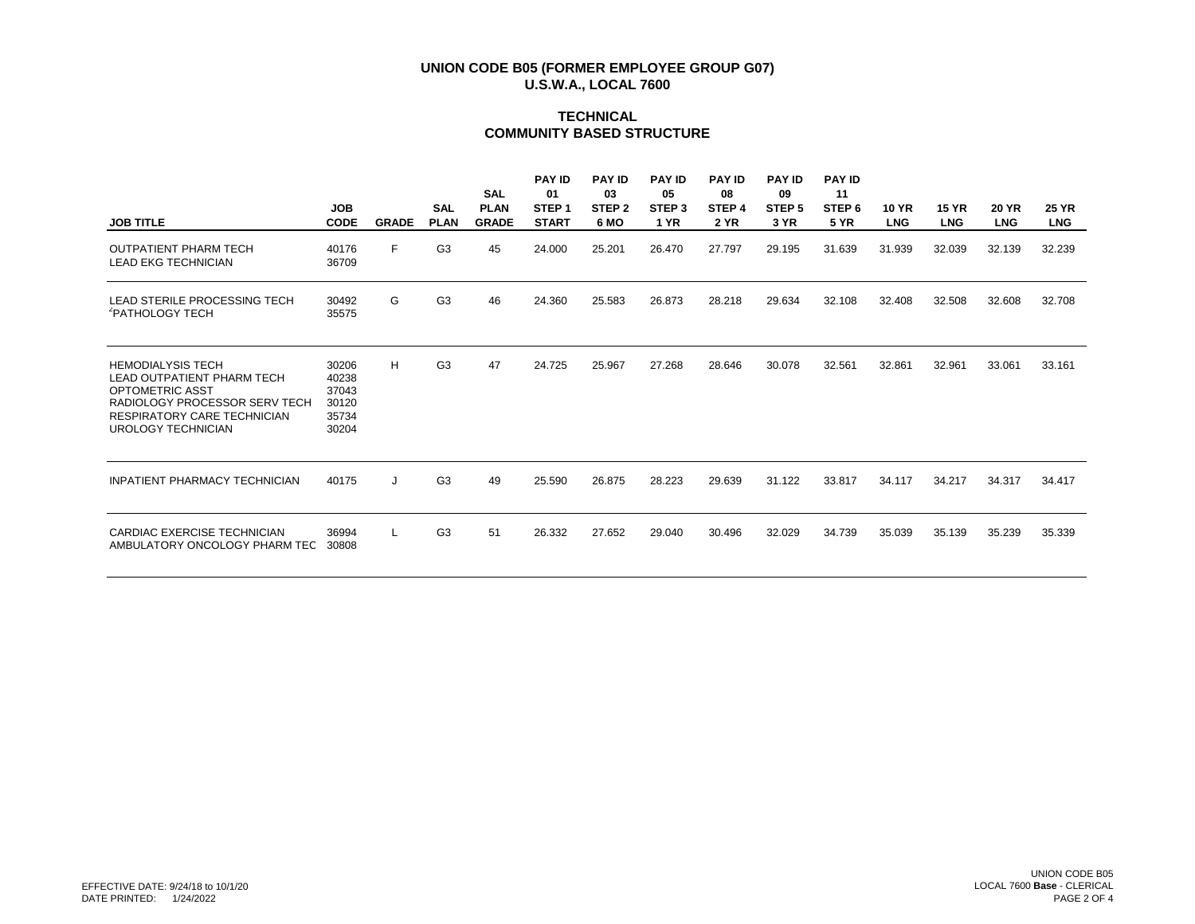# UNION CODE B05 (FORMER EMPLOYEE GROUP G07)
## U.S.W.A., LOCAL 7600

### TECHNICAL
### COMMUNITY BASED STRUCTURE

| JOB TITLE | JOB CODE | GRADE | SAL PLAN | SAL PLAN GRADE | PAY ID 01 STEP 1 START | PAY ID 03 STEP 2 6 MO | PAY ID 05 STEP 3 1 YR | PAY ID 08 STEP 4 2 YR | PAY ID 09 STEP 5 3 YR | PAY ID 11 STEP 6 5 YR | 10 YR LNG | 15 YR LNG | 20 YR LNG | 25 YR LNG |
|---|---|---|---|---|---|---|---|---|---|---|---|---|---|---|
| OUTPATIENT PHARM TECH<br>LEAD EKG TECHNICIAN | 40176<br>36709 | F | G3 | 45 | 24.000 | 25.201 | 26.470 | 27.797 | 29.195 | 31.639 | 31.939 | 32.039 | 32.139 | 32.239 |
| LEAD STERILE PROCESSING TECH<br>[2]PATHOLOGY TECH | 30492<br>35575 | G | G3 | 46 | 24.360 | 25.583 | 26.873 | 28.218 | 29.634 | 32.108 | 32.408 | 32.508 | 32.608 | 32.708 |
| HEMODIALYSIS TECH<br>LEAD OUTPATIENT PHARM TECH<br>OPTOMETRIC ASST<br>RADIOLOGY PROCESSOR SERV TECH<br>RESPIRATORY CARE TECHNICIAN<br>UROLOGY TECHNICIAN | 30206<br>40238<br>37043<br>30120<br>35734<br>30204 | H | G3 | 47 | 24.725 | 25.967 | 27.268 | 28.646 | 30.078 | 32.561 | 32.861 | 32.961 | 33.061 | 33.161 |
| INPATIENT PHARMACY TECHNICIAN | 40175 | J | G3 | 49 | 25.590 | 26.875 | 28.223 | 29.639 | 31.122 | 33.817 | 34.117 | 34.217 | 34.317 | 34.417 |
| CARDIAC EXERCISE TECHNICIAN<br>AMBULATORY ONCOLOGY PHARM TEC | 36994<br>30808 | L | G3 | 51 | 26.332 | 27.652 | 29.040 | 30.496 | 32.029 | 34.739 | 35.039 | 35.139 | 35.239 | 35.339 |

EFFECTIVE DATE: 9/24/18 to 10/1/20
DATE PRINTED: 1/24/2022

UNION CODE B05
LOCAL 7600 **Base** - CLERICAL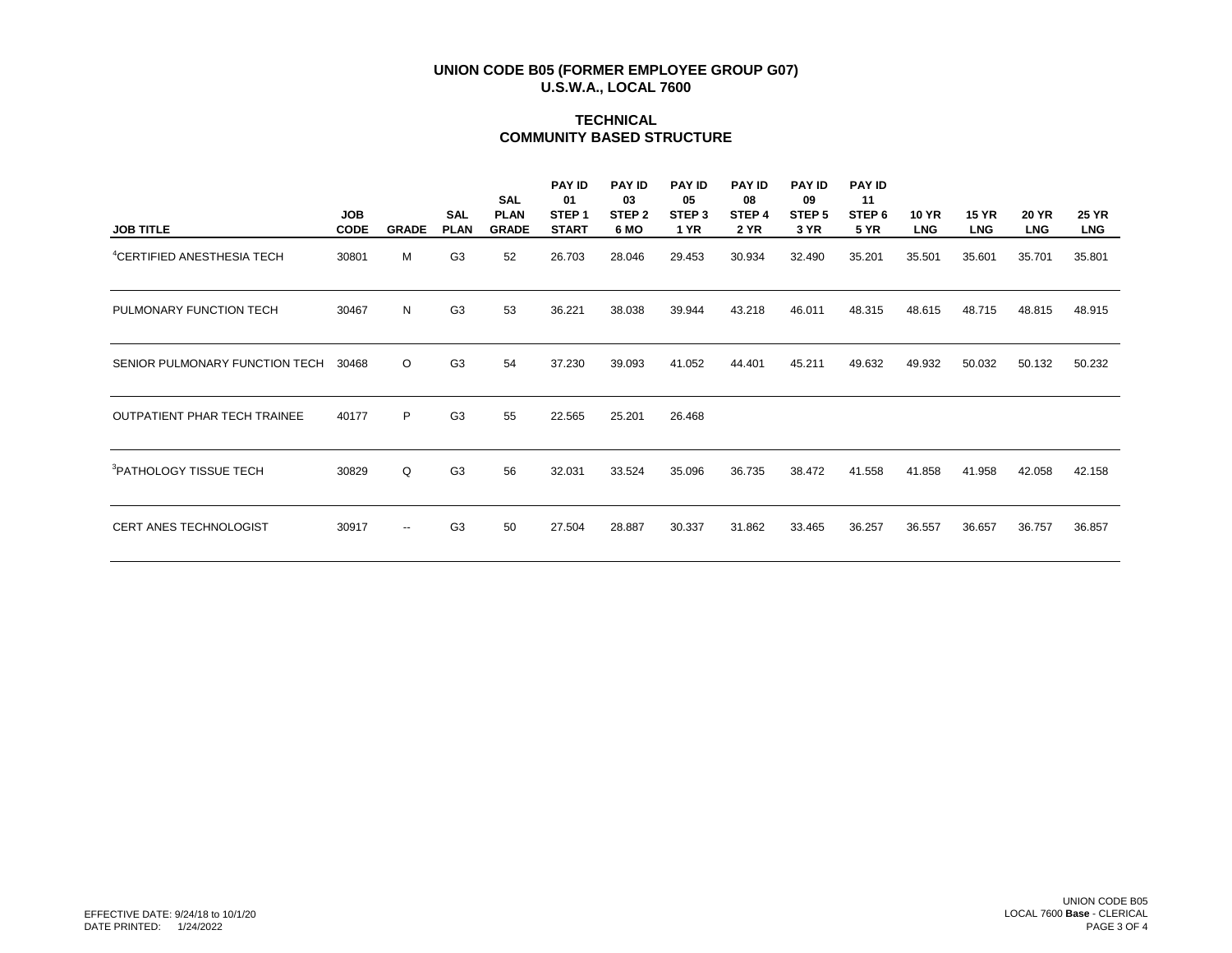**UNION CODE B05 (FORMER EMPLOYEE GROUP G07)**
**U.S.W.A., LOCAL 7600**

**TECHNICAL**
**COMMUNITY BASED STRUCTURE**

| JOB TITLE | JOB CODE | GRADE | SAL PLAN | SAL PLAN GRADE | PAY ID 01 STEP 1 START | PAY ID 03 STEP 2 6 MO | PAY ID 05 STEP 3 1 YR | PAY ID 08 STEP 4 2 YR | PAY ID 09 STEP 5 3 YR | PAY ID 11 STEP 6 5 YR | 10 YR LNG | 15 YR LNG | 20 YR LNG | 25 YR LNG |
|---|---|---|---|---|---|---|---|---|---|---|---|---|---|---|
| [4]CERTIFIED ANESTHESIA TECH | 30801 | M | G3 | 52 | 26.703 | 28.046 | 29.453 | 30.934 | 32.490 | 35.201 | 35.501 | 35.601 | 35.701 | 35.801 |
| PULMONARY FUNCTION TECH | 30467 | N | G3 | 53 | 36.221 | 38.038 | 39.944 | 43.218 | 46.011 | 48.315 | 48.615 | 48.715 | 48.815 | 48.915 |
| SENIOR PULMONARY FUNCTION TECH | 30468 | O | G3 | 54 | 37.230 | 39.093 | 41.052 | 44.401 | 45.211 | 49.632 | 49.932 | 50.032 | 50.132 | 50.232 |
| OUTPATIENT PHAR TECH TRAINEE | 40177 | P | G3 | 55 | 22.565 | 25.201 | 26.468 | | | | | | | |
| [3]PATHOLOGY TISSUE TECH | 30829 | Q | G3 | 56 | 32.031 | 33.524 | 35.096 | 36.735 | 38.472 | 41.558 | 41.858 | 41.958 | 42.058 | 42.158 |
| CERT ANES TECHNOLOGIST | 30917 | -- | G3 | 50 | 27.504 | 28.887 | 30.337 | 31.862 | 33.465 | 36.257 | 36.557 | 36.657 | 36.757 | 36.857 |

EFFECTIVE DATE: 9/24/18 to 10/1/20
DATE PRINTED: 1/24/2022

UNION CODE B05
LOCAL 7600 **Base** - CLERICAL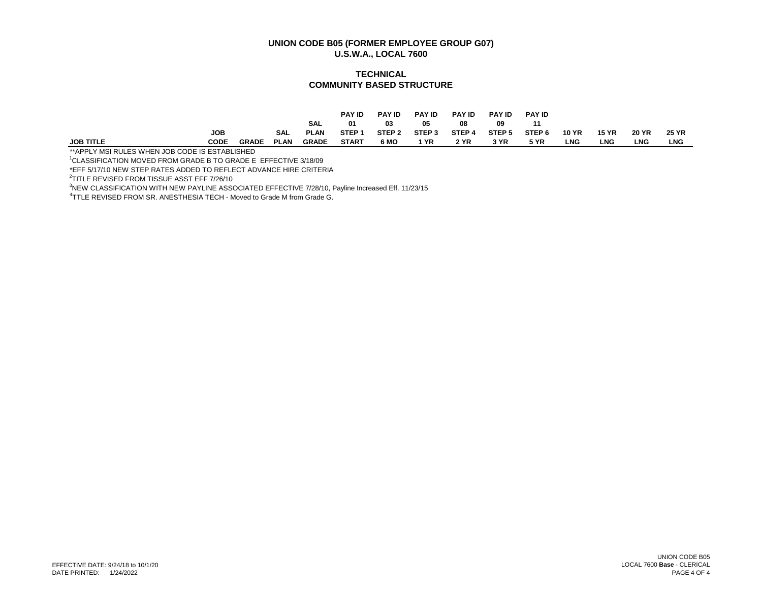## UNION CODE B05 (FORMER EMPLOYEE GROUP G07)
## U.S.W.A., LOCAL 7600

### TECHNICAL
### COMMUNITY BASED STRUCTURE

| JOB TITLE | JOB CODE | GRADE | SAL PLAN | SAL PLAN GRADE | PAY ID 01 STEP 1 START | PAY ID 03 STEP 2 6 MO | PAY ID 05 STEP 3 1 YR | PAY ID 08 STEP 4 2 YR | PAY ID 09 STEP 5 3 YR | PAY ID 11 STEP 6 5 YR | 10 YR LNG | 15 YR LNG | 20 YR LNG | 25 YR LNG |
|---|---|---|---|---|---|---|---|---|---|---|---|---|---|---|

**APPLY MSI RULES WHEN JOB CODE IS ESTABLISHED

[1]CLASSIFICATION MOVED FROM GRADE B TO GRADE E EFFECTIVE 3/18/09

*EFF 5/17/10 NEW STEP RATES ADDED TO REFLECT ADVANCE HIRE CRITERIA

[2]TITLE REVISED FROM TISSUE ASST EFF 7/26/10

[3]NEW CLASSIFICATION WITH NEW PAYLINE ASSOCIATED EFFECTIVE 7/28/10, Payline Increased Eff. 11/23/15

[4]TTLE REVISED FROM SR. ANESTHESIA TECH - Moved to Grade M from Grade G.

EFFECTIVE DATE: 9/24/18 to 10/1/20
DATE PRINTED: 1/24/2022

UNION CODE B05
LOCAL 7600 **Base** - CLERICAL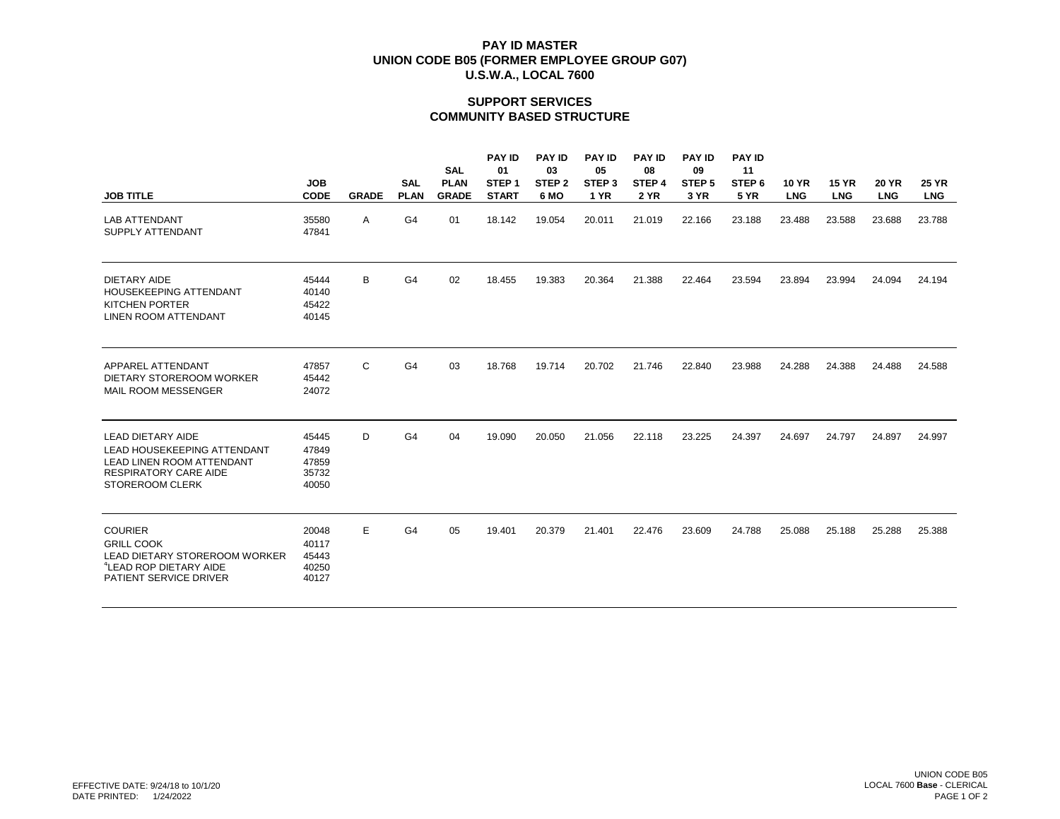# PAY ID MASTER
# UNION CODE B05 (FORMER EMPLOYEE GROUP G07)
# U.S.W.A., LOCAL 7600

## SUPPORT SERVICES
## COMMUNITY BASED STRUCTURE

| JOB TITLE | JOB CODE | GRADE | SAL PLAN | SAL PLAN GRADE | PAY ID 01 STEP 1 START | PAY ID 03 STEP 2 6 MO | PAY ID 05 STEP 3 1 YR | PAY ID 08 STEP 4 2 YR | PAY ID 09 STEP 5 3 YR | PAY ID 11 STEP 6 5 YR | 10 YR LNG | 15 YR LNG | 20 YR LNG | 25 YR LNG |
|---|---|---|---|---|---|---|---|---|---|---|---|---|---|---|
| LAB ATTENDANT | 35580 | A | G4 | 01 | 18.142 | 19.054 | 20.011 | 21.019 | 22.166 | 23.188 | 23.488 | 23.588 | 23.688 | 23.788 |
| SUPPLY ATTENDANT | 47841 | | | | | | | | | | | | | |
| DIETARY AIDE | 45444 | B | G4 | 02 | 18.455 | 19.383 | 20.364 | 21.388 | 22.464 | 23.594 | 23.894 | 23.994 | 24.094 | 24.194 |
| HOUSEKEEPING ATTENDANT | 40140 | | | | | | | | | | | | | |
| KITCHEN PORTER | 45422 | | | | | | | | | | | | | |
| LINEN ROOM ATTENDANT | 40145 | | | | | | | | | | | | | |
| APPAREL ATTENDANT | 47857 | C | G4 | 03 | 18.768 | 19.714 | 20.702 | 21.746 | 22.840 | 23.988 | 24.288 | 24.388 | 24.488 | 24.588 |
| DIETARY STOREROOM WORKER | 45442 | | | | | | | | | | | | | |
| MAIL ROOM MESSENGER | 24072 | | | | | | | | | | | | | |
| LEAD DIETARY AIDE | 45445 | D | G4 | 04 | 19.090 | 20.050 | 21.056 | 22.118 | 23.225 | 24.397 | 24.697 | 24.797 | 24.897 | 24.997 |
| LEAD HOUSEKEEPING ATTENDANT | 47849 | | | | | | | | | | | | | |
| LEAD LINEN ROOM ATTENDANT | 47859 | | | | | | | | | | | | | |
| RESPIRATORY CARE AIDE | 35732 | | | | | | | | | | | | | |
| STOREROOM CLERK | 40050 | | | | | | | | | | | | | |
| COURIER | 20048 | E | G4 | 05 | 19.401 | 20.379 | 21.401 | 22.476 | 23.609 | 24.788 | 25.088 | 25.188 | 25.288 | 25.388 |
| GRILL COOK | 40117 | | | | | | | | | | | | | |
| LEAD DIETARY STOREROOM WORKER | 45443 | | | | | | | | | | | | | |
| [4]LEAD ROP DIETARY AIDE | 40250 | | | | | | | | | | | | | |
| PATIENT SERVICE DRIVER | 40127 | | | | | | | | | | | | | |

EFFECTIVE DATE: 9/24/18 to 10/1/20
DATE PRINTED: 1/24/2022

UNION CODE B05
LOCAL 7600 **Base** - CLERICAL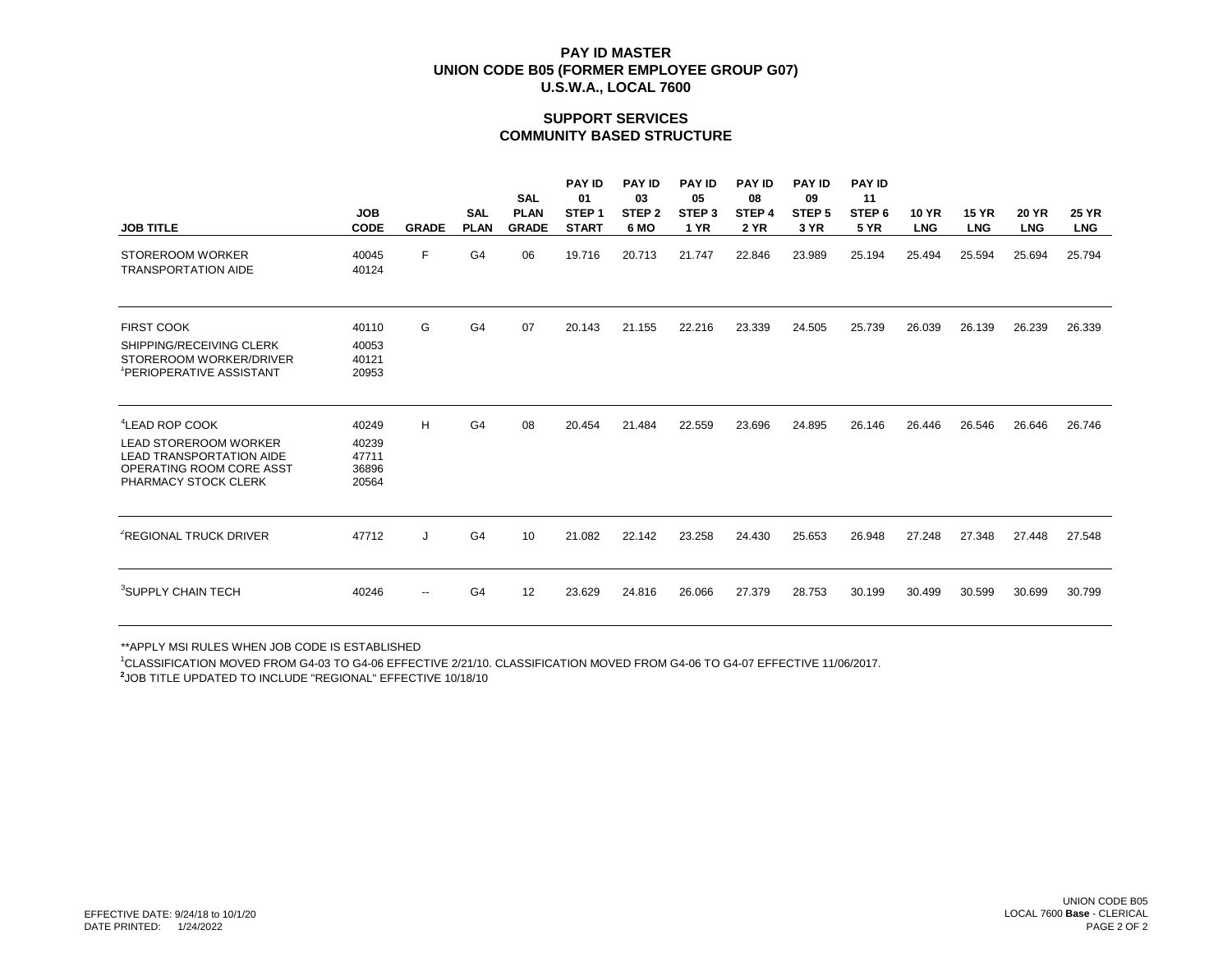# PAY ID MASTER
# UNION CODE B05 (FORMER EMPLOYEE GROUP G07)
# U.S.W.A., LOCAL 7600

## SUPPORT SERVICES
## COMMUNITY BASED STRUCTURE

| JOB TITLE | JOB CODE | GRADE | SAL PLAN | SAL PLAN GRADE | PAY ID 01 STEP 1 START | PAY ID 03 STEP 2 6 MO | PAY ID 05 STEP 3 1 YR | PAY ID 08 STEP 4 2 YR | PAY ID 09 STEP 5 3 YR | PAY ID 11 STEP 6 5 YR | 10 YR LNG | 15 YR LNG | 20 YR LNG | 25 YR LNG |
|---|---|---|---|---|---|---|---|---|---|---|---|---|---|---|
| STOREROOM WORKER | 40045 | F | G4 | 06 | 19.716 | 20.713 | 21.747 | 22.846 | 23.989 | 25.194 | 25.494 | 25.594 | 25.694 | 25.794 |
| TRANSPORTATION AIDE | 40124 | | | | | | | | | | | | | |
| FIRST COOK | 40110 | G | G4 | 07 | 20.143 | 21.155 | 22.216 | 23.339 | 24.505 | 25.739 | 26.039 | 26.139 | 26.239 | 26.339 |
| SHIPPING/RECEIVING CLERK | 40053 | | | | | | | | | | | | | |
| STOREROOM WORKER/DRIVER | 40121 | | | | | | | | | | | | | |
| [1]PERIOPERATIVE ASSISTANT | 20953 | | | | | | | | | | | | | |
| [4]LEAD ROP COOK | 40249 | H | G4 | 08 | 20.454 | 21.484 | 22.559 | 23.696 | 24.895 | 26.146 | 26.446 | 26.546 | 26.646 | 26.746 |
| LEAD STOREROOM WORKER | 40239 | | | | | | | | | | | | | |
| LEAD TRANSPORTATION AIDE | 47711 | | | | | | | | | | | | | |
| OPERATING ROOM CORE ASST | 36896 | | | | | | | | | | | | | |
| PHARMACY STOCK CLERK | 20564 | | | | | | | | | | | | | |
| [2]REGIONAL TRUCK DRIVER | 47712 | J | G4 | 10 | 21.082 | 22.142 | 23.258 | 24.430 | 25.653 | 26.948 | 27.248 | 27.348 | 27.448 | 27.548 |
| [3]SUPPLY CHAIN TECH | 40246 | -- | G4 | 12 | 23.629 | 24.816 | 26.066 | 27.379 | 28.753 | 30.199 | 30.499 | 30.599 | 30.699 | 30.799 |

**APPLY MSI RULES WHEN JOB CODE IS ESTABLISHED

[1]CLASSIFICATION MOVED FROM G4-03 TO G4-06 EFFECTIVE 2/21/10. CLASSIFICATION MOVED FROM G4-06 TO G4-07 EFFECTIVE 11/06/2017.

[2]JOB TITLE UPDATED TO INCLUDE "REGIONAL" EFFECTIVE 10/18/10

EFFECTIVE DATE: 9/24/18 to 10/1/20
DATE PRINTED: 1/24/2022

UNION CODE B05
LOCAL 7600 **Base** - CLERICAL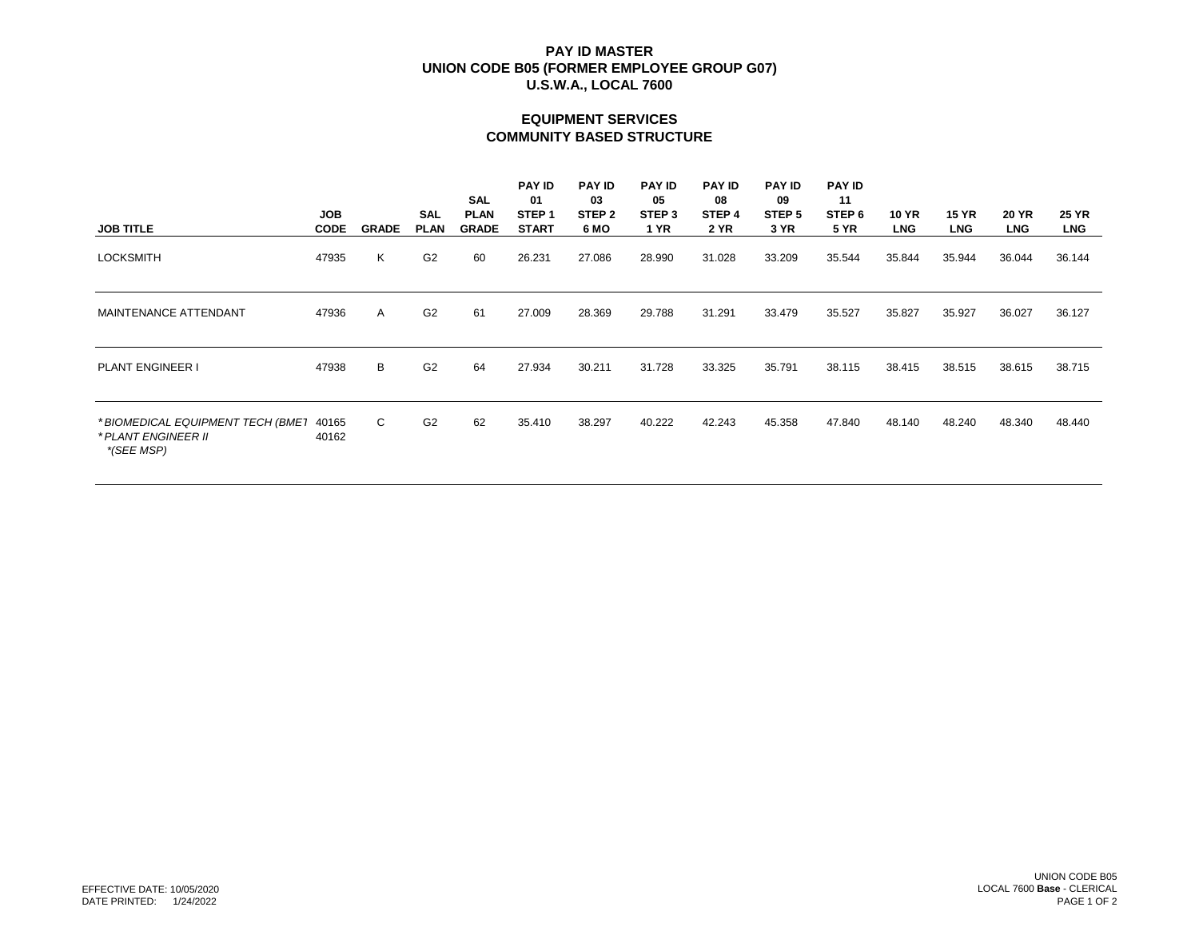# PAY ID MASTER
# UNION CODE B05 (FORMER EMPLOYEE GROUP G07)
# U.S.W.A., LOCAL 7600

## EQUIPMENT SERVICES
## COMMUNITY BASED STRUCTURE

| JOB TITLE | JOB CODE | GRADE | SAL PLAN | SAL PLAN GRADE | PAY ID 01 STEP 1 START | PAY ID 03 STEP 2 6 MO | PAY ID 05 STEP 3 1 YR | PAY ID 08 STEP 4 2 YR | PAY ID 09 STEP 5 3 YR | PAY ID 11 STEP 6 5 YR | 10 YR LNG | 15 YR LNG | 20 YR LNG | 25 YR LNG |
|---|---|---|---|---|---|---|---|---|---|---|---|---|---|---|
| LOCKSMITH | 47935 | K | G2 | 60 | 26.231 | 27.086 | 28.990 | 31.028 | 33.209 | 35.544 | 35.844 | 35.944 | 36.044 | 36.144 |
| MAINTENANCE ATTENDANT | 47936 | A | G2 | 61 | 27.009 | 28.369 | 29.788 | 31.291 | 33.479 | 35.527 | 35.827 | 35.927 | 36.027 | 36.127 |
| PLANT ENGINEER I | 47938 | B | G2 | 64 | 27.934 | 30.211 | 31.728 | 33.325 | 35.791 | 38.115 | 38.415 | 38.515 | 38.615 | 38.715 |
| *\*BIOMEDICAL EQUIPMENT TECH (BMET* <br> *\*PLANT ENGINEER II* <br> *\*(SEE MSP)* | 40165 <br> 40162 | C | G2 | 62 | 35.410 | 38.297 | 40.222 | 42.243 | 45.358 | 47.840 | 48.140 | 48.240 | 48.340 | 48.440 |

EFFECTIVE DATE: 10/05/2020
DATE PRINTED: 1/24/2022

UNION CODE B05
LOCAL 7600 **Base** - CLERICAL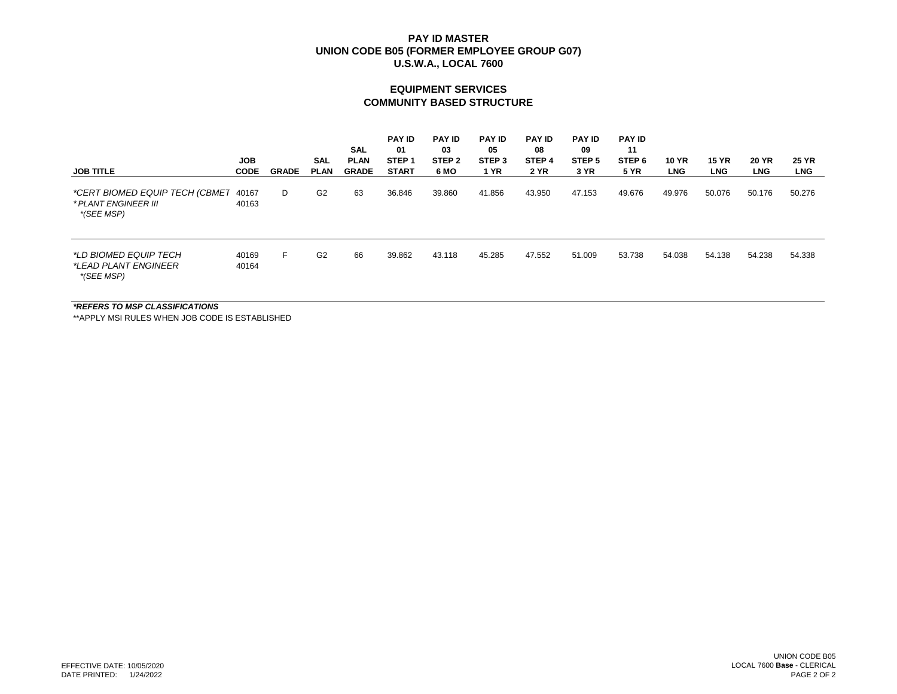# PAY ID MASTER
## UNION CODE B05 (FORMER EMPLOYEE GROUP G07)
## U.S.W.A., LOCAL 7600

## EQUIPMENT SERVICES
## COMMUNITY BASED STRUCTURE

| JOB TITLE | JOB CODE | GRADE | SAL PLAN | SAL PLAN GRADE | PAY ID 01 STEP 1 START | PAY ID 03 STEP 2 6 MO | PAY ID 05 STEP 3 1 YR | PAY ID 08 STEP 4 2 YR | PAY ID 09 STEP 5 3 YR | PAY ID 11 STEP 6 5 YR | 10 YR LNG | 15 YR LNG | 20 YR LNG | 25 YR LNG |
|---|---|---|---|---|---|---|---|---|---|---|---|---|---|---|
| *\*CERT BIOMED EQUIP TECH (CBMET* <br> *\* PLANT ENGINEER III* <br> *\*(SEE MSP)* | 40167 <br> 40163 | D | G2 | 63 | 36.846 | 39.860 | 41.856 | 43.950 | 47.153 | 49.676 | 49.976 | 50.076 | 50.176 | 50.276 |
| *\*LD BIOMED EQUIP TECH* <br> *\*LEAD PLANT ENGINEER* <br> *\*(SEE MSP)* | 40169 <br> 40164 | F | G2 | 66 | 39.862 | 43.118 | 45.285 | 47.552 | 51.009 | 53.738 | 54.038 | 54.138 | 54.238 | 54.338 |

***REFERS TO MSP CLASSIFICATIONS***

**APPLY MSI RULES WHEN JOB CODE IS ESTABLISHED

EFFECTIVE DATE: 10/05/2020
DATE PRINTED: 1/24/2022

UNION CODE B05
LOCAL 7600 **Base** - CLERICAL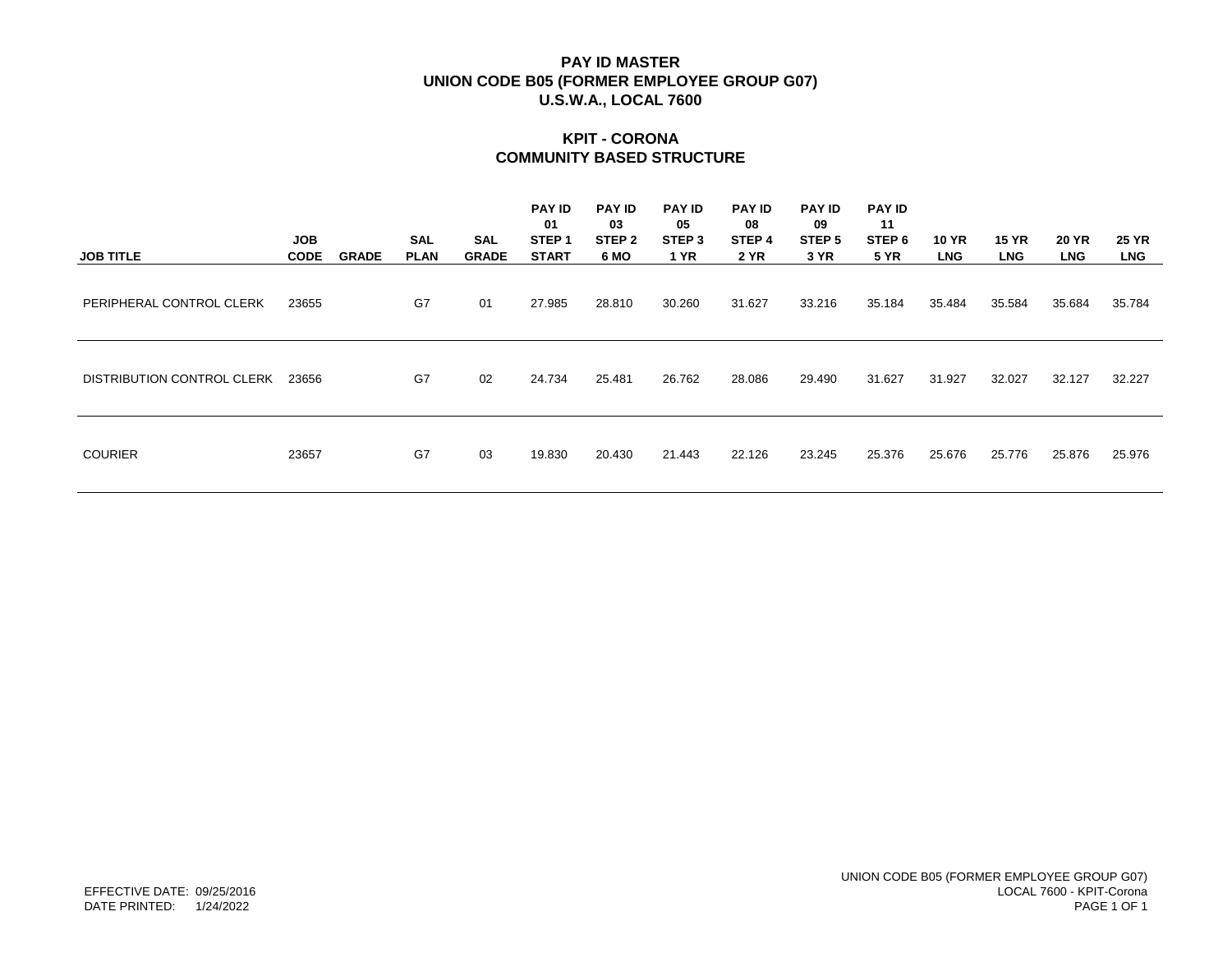# PAY ID MASTER
# UNION CODE B05 (FORMER EMPLOYEE GROUP G07)
# U.S.W.A., LOCAL 7600

## KPIT - CORONA
## COMMUNITY BASED STRUCTURE

| JOB TITLE | JOB CODE | GRADE | SAL PLAN | SAL GRADE | PAY ID 01 STEP 1 START | PAY ID 03 STEP 2 6 MO | PAY ID 05 STEP 3 1 YR | PAY ID 08 STEP 4 2 YR | PAY ID 09 STEP 5 3 YR | PAY ID 11 STEP 6 5 YR | 10 YR LNG | 15 YR LNG | 20 YR LNG | 25 YR LNG |
|---|---|---|---|---|---|---|---|---|---|---|---|---|---|---|
| PERIPHERAL CONTROL CLERK | 23655 | | G7 | 01 | 27.985 | 28.810 | 30.260 | 31.627 | 33.216 | 35.184 | 35.484 | 35.584 | 35.684 | 35.784 |
| DISTRIBUTION CONTROL CLERK | 23656 | | G7 | 02 | 24.734 | 25.481 | 26.762 | 28.086 | 29.490 | 31.627 | 31.927 | 32.027 | 32.127 | 32.227 |
| COURIER | 23657 | | G7 | 03 | 19.830 | 20.430 | 21.443 | 22.126 | 23.245 | 25.376 | 25.676 | 25.776 | 25.876 | 25.976 |

EFFECTIVE DATE: 09/25/2016
DATE PRINTED: 1/24/2022

UNION CODE B05 (FORMER EMPLOYEE GROUP G07)
LOCAL 7600 - KPIT-Corona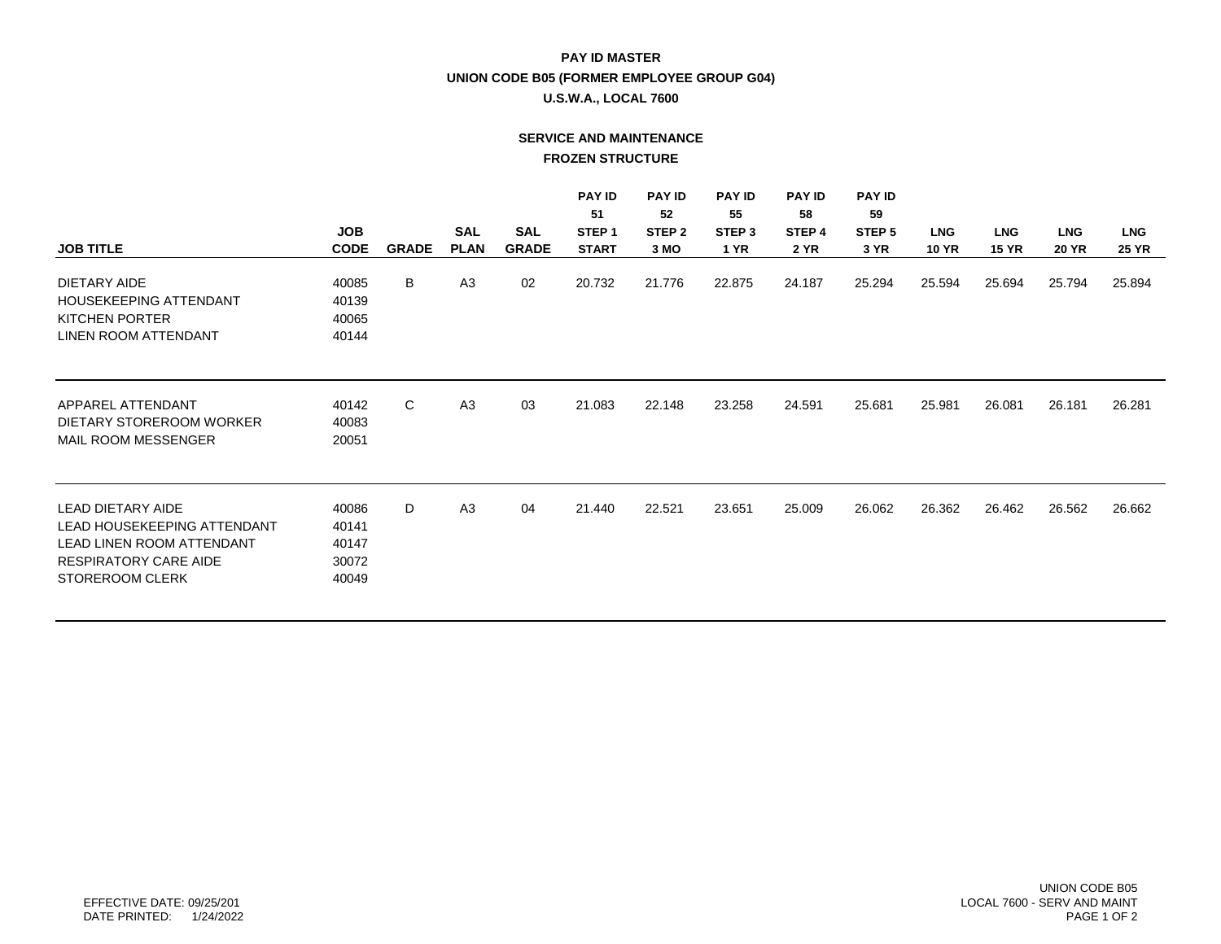# PAY ID MASTER

## UNION CODE B05 (FORMER EMPLOYEE GROUP G04)

## U.S.W.A., LOCAL 7600

### SERVICE AND MAINTENANCE

### FROZEN STRUCTURE

| JOB TITLE | JOB CODE | GRADE | SAL PLAN | SAL GRADE | PAY ID 51 STEP 1 START | PAY ID 52 STEP 2 3 MO | PAY ID 55 STEP 3 1 YR | PAY ID 58 STEP 4 2 YR | PAY ID 59 STEP 5 3 YR | LNG 10 YR | LNG 15 YR | LNG 20 YR | LNG 25 YR |
|---|---|---|---|---|---|---|---|---|---|---|---|---|---|
| DIETARY AIDE | 40085 | B | A3 | 02 | 20.732 | 21.776 | 22.875 | 24.187 | 25.294 | 25.594 | 25.694 | 25.794 | 25.894 |
| HOUSEKEEPING ATTENDANT | 40139 | | | | | | | | | | | | |
| KITCHEN PORTER | 40065 | | | | | | | | | | | | |
| LINEN ROOM ATTENDANT | 40144 | | | | | | | | | | | | |
| APPAREL ATTENDANT | 40142 | C | A3 | 03 | 21.083 | 22.148 | 23.258 | 24.591 | 25.681 | 25.981 | 26.081 | 26.181 | 26.281 |
| DIETARY STOREROOM WORKER | 40083 | | | | | | | | | | | | |
| MAIL ROOM MESSENGER | 20051 | | | | | | | | | | | | |
| LEAD DIETARY AIDE | 40086 | D | A3 | 04 | 21.440 | 22.521 | 23.651 | 25.009 | 26.062 | 26.362 | 26.462 | 26.562 | 26.662 |
| LEAD HOUSEKEEPING ATTENDANT | 40141 | | | | | | | | | | | | |
| LEAD LINEN ROOM ATTENDANT | 40147 | | | | | | | | | | | | |
| RESPIRATORY CARE AIDE | 30072 | | | | | | | | | | | | |
| STOREROOM CLERK | 40049 | | | | | | | | | | | | |

EFFECTIVE DATE: 09/25/201
DATE PRINTED: 1/24/2022

UNION CODE B05
LOCAL 7600 - SERV AND MAINT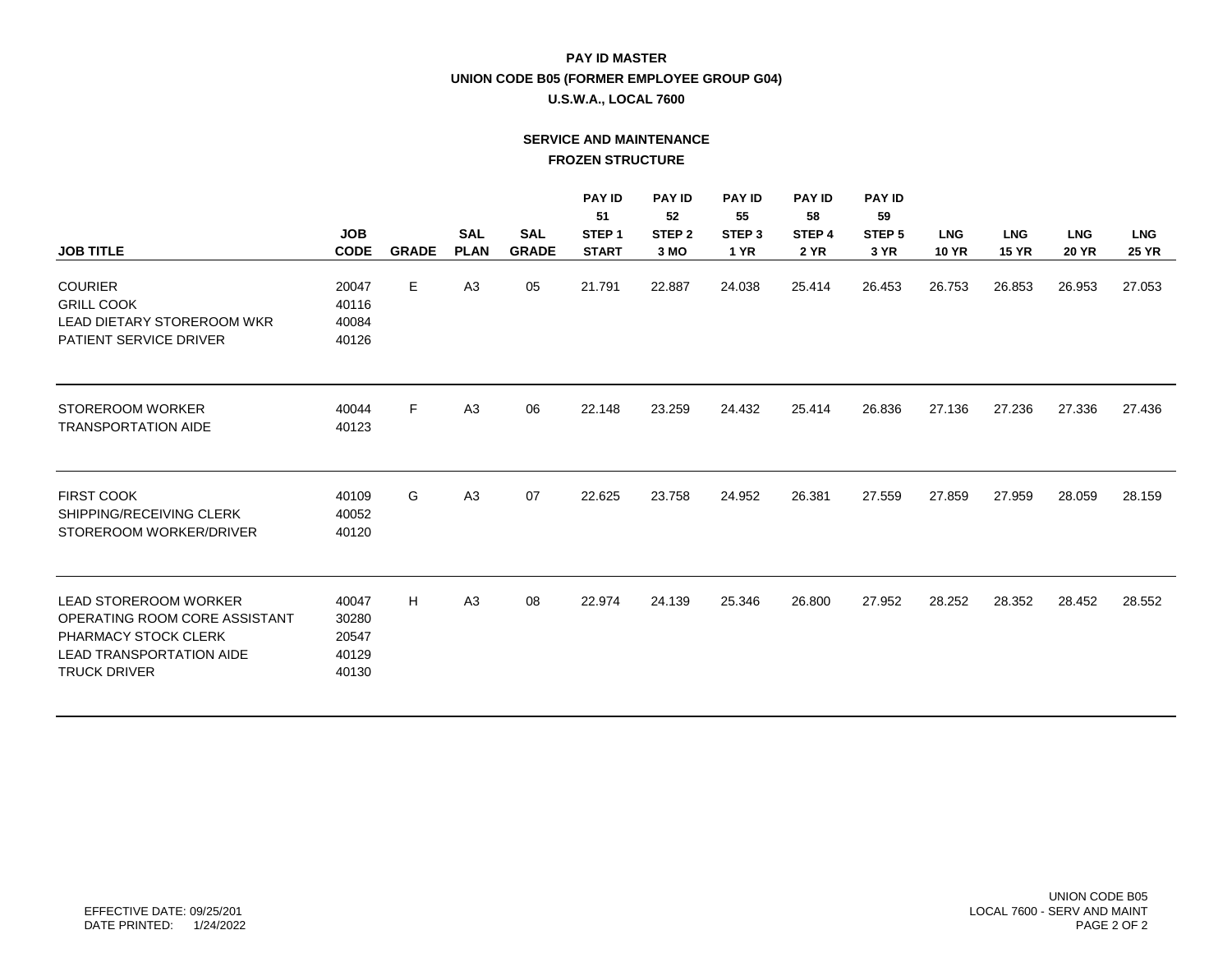# PAY ID MASTER

## UNION CODE B05 (FORMER EMPLOYEE GROUP G04)

## U.S.W.A., LOCAL 7600

### SERVICE AND MAINTENANCE

### FROZEN STRUCTURE

| JOB TITLE | JOB CODE | GRADE | SAL PLAN | SAL GRADE | PAY ID 51 STEP 1 START | PAY ID 52 STEP 2 3 MO | PAY ID 55 STEP 3 1 YR | PAY ID 58 STEP 4 2 YR | PAY ID 59 STEP 5 3 YR | LNG 10 YR | LNG 15 YR | LNG 20 YR | LNG 25 YR |
|---|---|---|---|---|---|---|---|---|---|---|---|---|---|
| COURIER | 20047 | E | A3 | 05 | 21.791 | 22.887 | 24.038 | 25.414 | 26.453 | 26.753 | 26.853 | 26.953 | 27.053 |
| GRILL COOK | 40116 | | | | | | | | | | | | |
| LEAD DIETARY STOREROOM WKR | 40084 | | | | | | | | | | | | |
| PATIENT SERVICE DRIVER | 40126 | | | | | | | | | | | | |
| STOREROOM WORKER | 40044 | F | A3 | 06 | 22.148 | 23.259 | 24.432 | 25.414 | 26.836 | 27.136 | 27.236 | 27.336 | 27.436 |
| TRANSPORTATION AIDE | 40123 | | | | | | | | | | | | |
| FIRST COOK | 40109 | G | A3 | 07 | 22.625 | 23.758 | 24.952 | 26.381 | 27.559 | 27.859 | 27.959 | 28.059 | 28.159 |
| SHIPPING/RECEIVING CLERK | 40052 | | | | | | | | | | | | |
| STOREROOM WORKER/DRIVER | 40120 | | | | | | | | | | | | |
| LEAD STOREROOM WORKER | 40047 | H | A3 | 08 | 22.974 | 24.139 | 25.346 | 26.800 | 27.952 | 28.252 | 28.352 | 28.452 | 28.552 |
| OPERATING ROOM CORE ASSISTANT | 30280 | | | | | | | | | | | | |
| PHARMACY STOCK CLERK | 20547 | | | | | | | | | | | | |
| LEAD TRANSPORTATION AIDE | 40129 | | | | | | | | | | | | |
| TRUCK DRIVER | 40130 | | | | | | | | | | | | |

EFFECTIVE DATE: 09/25/201
DATE PRINTED: 1/24/2022

UNION CODE B05
LOCAL 7600 - SERV AND MAINT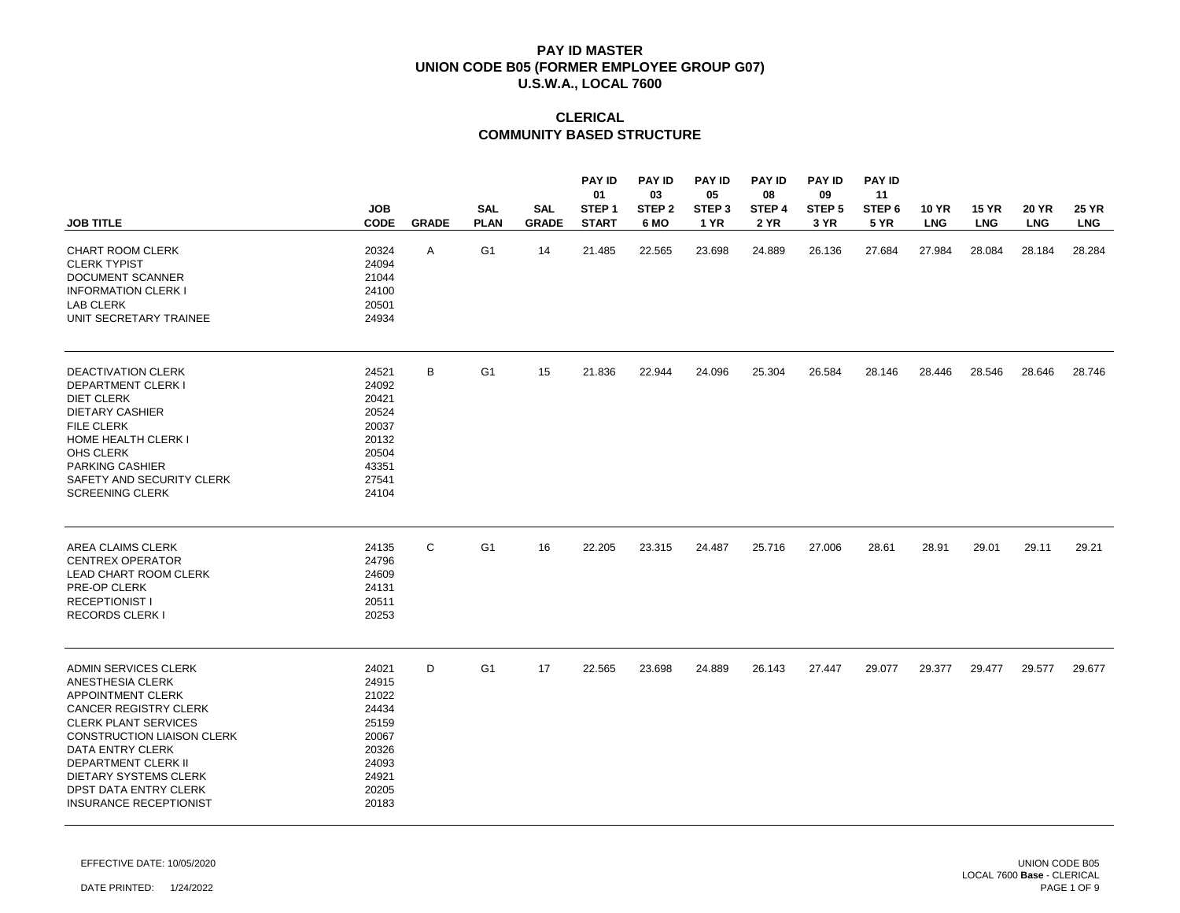# PAY ID MASTER
# UNION CODE B05 (FORMER EMPLOYEE GROUP G07)
# U.S.W.A., LOCAL 7600

## CLERICAL
## COMMUNITY BASED STRUCTURE

| JOB TITLE | JOB CODE | GRADE | SAL PLAN | SAL GRADE | PAY ID 01 STEP 1 START | PAY ID 03 STEP 2 6 MO | PAY ID 05 STEP 3 1 YR | PAY ID 08 STEP 4 2 YR | PAY ID 09 STEP 5 3 YR | PAY ID 11 STEP 6 5 YR | 10 YR LNG | 15 YR LNG | 20 YR LNG | 25 YR LNG |
|---|---|---|---|---|---|---|---|---|---|---|---|---|---|---|
| CHART ROOM CLERK | 20324 | A | G1 | 14 | 21.485 | 22.565 | 23.698 | 24.889 | 26.136 | 27.684 | 27.984 | 28.084 | 28.184 | 28.284 |
| CLERK TYPIST | 24094 | | | | | | | | | | | | | |
| DOCUMENT SCANNER | 21044 | | | | | | | | | | | | | |
| INFORMATION CLERK I | 24100 | | | | | | | | | | | | | |
| LAB CLERK | 20501 | | | | | | | | | | | | | |
| UNIT SECRETARY TRAINEE | 24934 | | | | | | | | | | | | | |
| DEACTIVATION CLERK | 24521 | B | G1 | 15 | 21.836 | 22.944 | 24.096 | 25.304 | 26.584 | 28.146 | 28.446 | 28.546 | 28.646 | 28.746 |
| DEPARTMENT CLERK I | 24092 | | | | | | | | | | | | | |
| DIET CLERK | 20421 | | | | | | | | | | | | | |
| DIETARY CASHIER | 20524 | | | | | | | | | | | | | |
| FILE CLERK | 20037 | | | | | | | | | | | | | |
| HOME HEALTH CLERK I | 20132 | | | | | | | | | | | | | |
| OHS CLERK | 20504 | | | | | | | | | | | | | |
| PARKING CASHIER | 43351 | | | | | | | | | | | | | |
| SAFETY AND SECURITY CLERK | 27541 | | | | | | | | | | | | | |
| SCREENING CLERK | 24104 | | | | | | | | | | | | | |
| AREA CLAIMS CLERK | 24135 | C | G1 | 16 | 22.205 | 23.315 | 24.487 | 25.716 | 27.006 | 28.61 | 28.91 | 29.01 | 29.11 | 29.21 |
| CENTREX OPERATOR | 24796 | | | | | | | | | | | | | |
| LEAD CHART ROOM CLERK | 24609 | | | | | | | | | | | | | |
| PRE-OP CLERK | 24131 | | | | | | | | | | | | | |
| RECEPTIONIST I | 20511 | | | | | | | | | | | | | |
| RECORDS CLERK I | 20253 | | | | | | | | | | | | | |
| ADMIN SERVICES CLERK | 24021 | D | G1 | 17 | 22.565 | 23.698 | 24.889 | 26.143 | 27.447 | 29.077 | 29.377 | 29.477 | 29.577 | 29.677 |
| ANESTHESIA CLERK | 24915 | | | | | | | | | | | | | |
| APPOINTMENT CLERK | 21022 | | | | | | | | | | | | | |
| CANCER REGISTRY CLERK | 24434 | | | | | | | | | | | | | |
| CLERK PLANT SERVICES | 25159 | | | | | | | | | | | | | |
| CONSTRUCTION LIAISON CLERK | 20067 | | | | | | | | | | | | | |
| DATA ENTRY CLERK | 20326 | | | | | | | | | | | | | |
| DEPARTMENT CLERK II | 24093 | | | | | | | | | | | | | |
| DIETARY SYSTEMS CLERK | 24921 | | | | | | | | | | | | | |
| DPST DATA ENTRY CLERK | 20205 | | | | | | | | | | | | | |
| INSURANCE RECEPTIONIST | 20183 | | | | | | | | | | | | | |

EFFECTIVE DATE: 10/05/2020

DATE PRINTED: 1/24/2022

UNION CODE B05
LOCAL 7600 **Base** - CLERICAL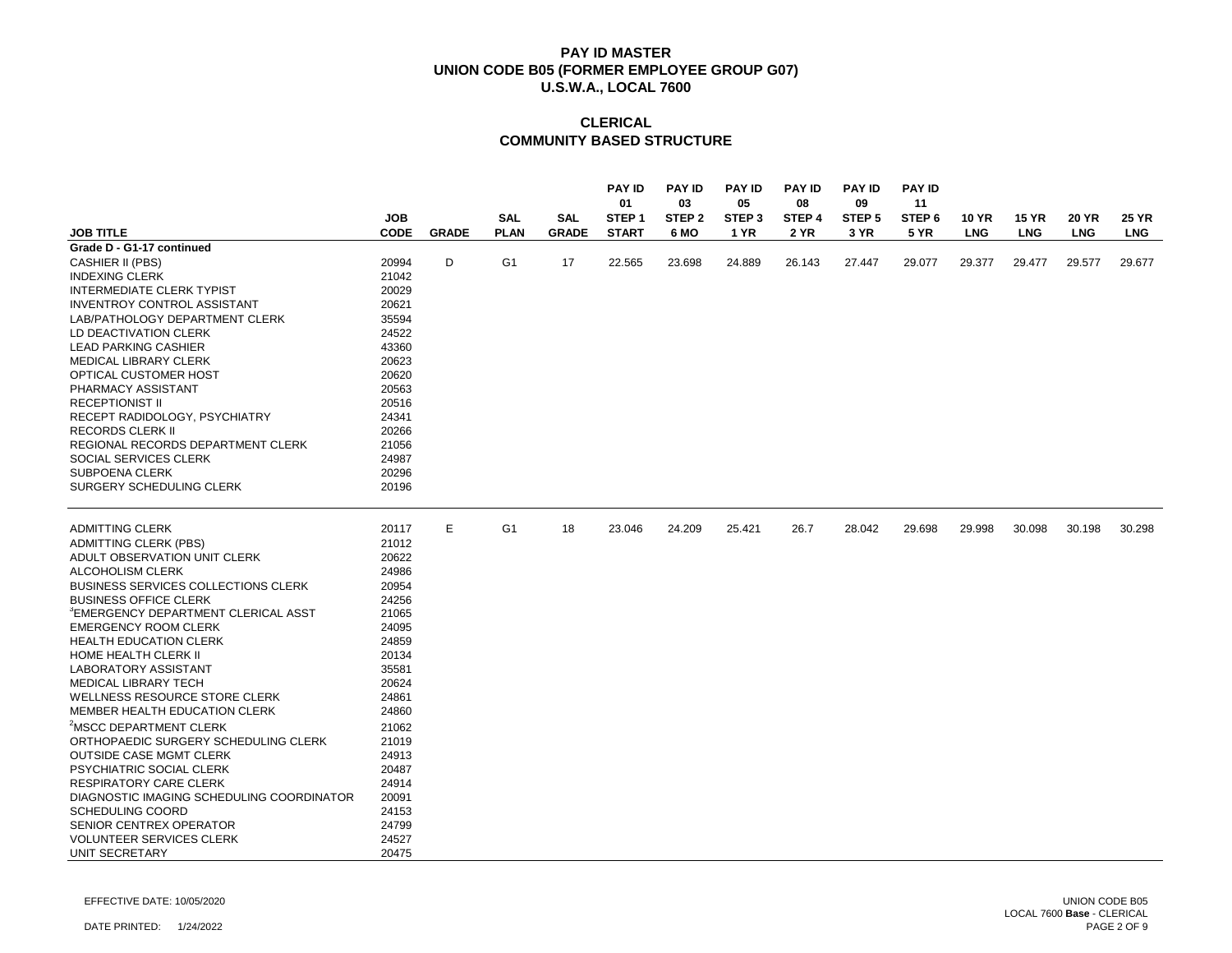# PAY ID MASTER
## UNION CODE B05 (FORMER EMPLOYEE GROUP G07)
## U.S.W.A., LOCAL 7600

## CLERICAL
## COMMUNITY BASED STRUCTURE

| JOB TITLE | JOB CODE | GRADE | SAL PLAN | SAL GRADE | PAY ID 01 STEP 1 START | PAY ID 03 STEP 2 6 MO | PAY ID 05 STEP 3 1 YR | PAY ID 08 STEP 4 2 YR | PAY ID 09 STEP 5 3 YR | PAY ID 11 STEP 6 5 YR | 10 YR LNG | 15 YR LNG | 20 YR LNG | 25 YR LNG |
|---|---|---|---|---|---|---|---|---|---|---|---|---|---|---|
| **Grade D - G1-17 continued** | | | | | | | | | | | | | | |
| CASHIER II (PBS) | 20994 | D | G1 | 17 | 22.565 | 23.698 | 24.889 | 26.143 | 27.447 | 29.077 | 29.377 | 29.477 | 29.577 | 29.677 |
| INDEXING CLERK | 21042 | | | | | | | | | | | | | |
| INTERMEDIATE CLERK TYPIST | 20029 | | | | | | | | | | | | | |
| INVENTROY CONTROL ASSISTANT | 20621 | | | | | | | | | | | | | |
| LAB/PATHOLOGY DEPARTMENT CLERK | 35594 | | | | | | | | | | | | | |
| LD DEACTIVATION CLERK | 24522 | | | | | | | | | | | | | |
| LEAD PARKING CASHIER | 43360 | | | | | | | | | | | | | |
| MEDICAL LIBRARY CLERK | 20623 | | | | | | | | | | | | | |
| OPTICAL CUSTOMER HOST | 20620 | | | | | | | | | | | | | |
| PHARMACY ASSISTANT | 20563 | | | | | | | | | | | | | |
| RECEPTIONIST II | 20516 | | | | | | | | | | | | | |
| RECEPT RADIDOLOGY, PSYCHIATRY | 24341 | | | | | | | | | | | | | |
| RECORDS CLERK II | 20266 | | | | | | | | | | | | | |
| REGIONAL RECORDS DEPARTMENT CLERK | 21056 | | | | | | | | | | | | | |
| SOCIAL SERVICES CLERK | 24987 | | | | | | | | | | | | | |
| SUBPOENA CLERK | 20296 | | | | | | | | | | | | | |
| SURGERY SCHEDULING CLERK | 20196 | | | | | | | | | | | | | |
| ADMITTING CLERK | 20117 | E | G1 | 18 | 23.046 | 24.209 | 25.421 | 26.7 | 28.042 | 29.698 | 29.998 | 30.098 | 30.198 | 30.298 |
| ADMITTING CLERK (PBS) | 21012 | | | | | | | | | | | | | |
| ADULT OBSERVATION UNIT CLERK | 20622 | | | | | | | | | | | | | |
| ALCOHOLISM CLERK | 24986 | | | | | | | | | | | | | |
| BUSINESS SERVICES COLLECTIONS CLERK | 20954 | | | | | | | | | | | | | |
| BUSINESS OFFICE CLERK | 24256 | | | | | | | | | | | | | |
| [3]EMERGENCY DEPARTMENT CLERICAL ASST | 21065 | | | | | | | | | | | | | |
| EMERGENCY ROOM CLERK | 24095 | | | | | | | | | | | | | |
| HEALTH EDUCATION CLERK | 24859 | | | | | | | | | | | | | |
| HOME HEALTH CLERK II | 20134 | | | | | | | | | | | | | |
| LABORATORY ASSISTANT | 35581 | | | | | | | | | | | | | |
| MEDICAL LIBRARY TECH | 20624 | | | | | | | | | | | | | |
| WELLNESS RESOURCE STORE CLERK | 24861 | | | | | | | | | | | | | |
| MEMBER HEALTH EDUCATION CLERK | 24860 | | | | | | | | | | | | | |
| [2]MSCC DEPARTMENT CLERK | 21062 | | | | | | | | | | | | | |
| ORTHOPAEDIC SURGERY SCHEDULING CLERK | 21019 | | | | | | | | | | | | | |
| OUTSIDE CASE MGMT CLERK | 24913 | | | | | | | | | | | | | |
| PSYCHIATRIC SOCIAL CLERK | 20487 | | | | | | | | | | | | | |
| RESPIRATORY CARE CLERK | 24914 | | | | | | | | | | | | | |
| DIAGNOSTIC IMAGING SCHEDULING COORDINATOR | 20091 | | | | | | | | | | | | | |
| SCHEDULING COORD | 24153 | | | | | | | | | | | | | |
| SENIOR CENTREX OPERATOR | 24799 | | | | | | | | | | | | | |
| VOLUNTEER SERVICES CLERK | 24527 | | | | | | | | | | | | | |
| UNIT SECRETARY | 20475 | | | | | | | | | | | | | |

EFFECTIVE DATE: 10/05/2020

DATE PRINTED: 1/24/2022

UNION CODE B05
LOCAL 7600 **Base** - CLERICAL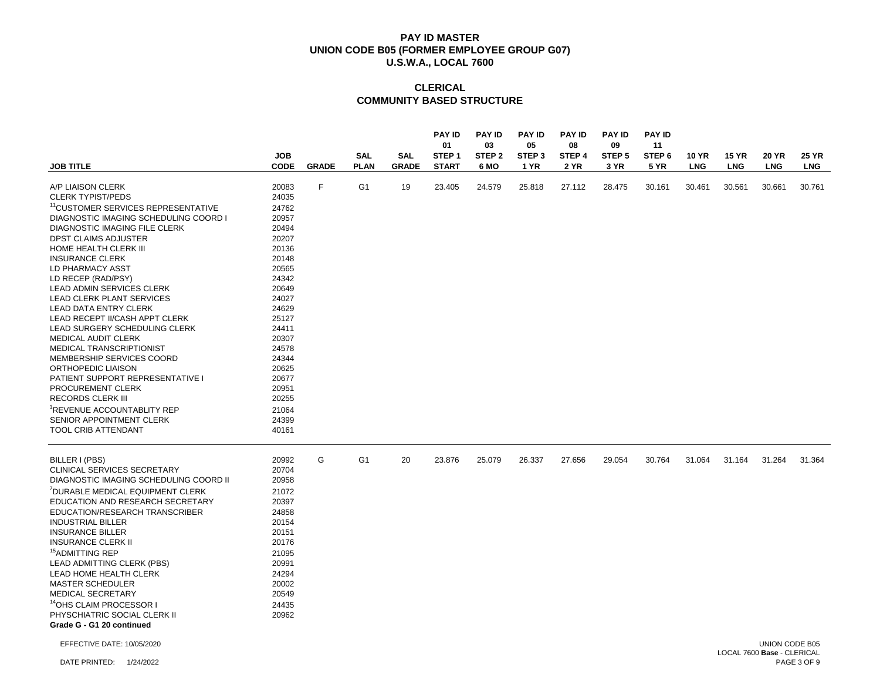# PAY ID MASTER
## UNION CODE B05 (FORMER EMPLOYEE GROUP G07)
## U.S.W.A., LOCAL 7600

### CLERICAL
### COMMUNITY BASED STRUCTURE

| JOB TITLE | JOB CODE | GRADE | SAL PLAN | SAL GRADE | PAY ID 01 STEP 1 START | PAY ID 03 STEP 2 6 MO | PAY ID 05 STEP 3 1 YR | PAY ID 08 STEP 4 2 YR | PAY ID 09 STEP 5 3 YR | PAY ID 11 STEP 6 5 YR | 10 YR LNG | 15 YR LNG | 20 YR LNG | 25 YR LNG |
|---|---|---|---|---|---|---|---|---|---|---|---|---|---|---|
| A/P LIAISON CLERK | 20083 | F | G1 | 19 | 23.405 | 24.579 | 25.818 | 27.112 | 28.475 | 30.161 | 30.461 | 30.561 | 30.661 | 30.761 |
| CLERK TYPIST/PEDS | 24035 | | | | | | | | | | | | | |
| [11]CUSTOMER SERVICES REPRESENTATIVE | 24762 | | | | | | | | | | | | | |
| DIAGNOSTIC IMAGING SCHEDULING COORD I | 20957 | | | | | | | | | | | | | |
| DIAGNOSTIC IMAGING FILE CLERK | 20494 | | | | | | | | | | | | | |
| DPST CLAIMS ADJUSTER | 20207 | | | | | | | | | | | | | |
| HOME HEALTH CLERK III | 20136 | | | | | | | | | | | | | |
| INSURANCE CLERK | 20148 | | | | | | | | | | | | | |
| LD PHARMACY ASST | 20565 | | | | | | | | | | | | | |
| LD RECEP (RAD/PSY) | 24342 | | | | | | | | | | | | | |
| LEAD ADMIN SERVICES CLERK | 20649 | | | | | | | | | | | | | |
| LEAD CLERK PLANT SERVICES | 24027 | | | | | | | | | | | | | |
| LEAD DATA ENTRY CLERK | 24629 | | | | | | | | | | | | | |
| LEAD RECEPT II/CASH APPT CLERK | 25127 | | | | | | | | | | | | | |
| LEAD SURGERY SCHEDULING CLERK | 24411 | | | | | | | | | | | | | |
| MEDICAL AUDIT CLERK | 20307 | | | | | | | | | | | | | |
| MEDICAL TRANSCRIPTIONIST | 24578 | | | | | | | | | | | | | |
| MEMBERSHIP SERVICES COORD | 24344 | | | | | | | | | | | | | |
| ORTHOPEDIC LIAISON | 20625 | | | | | | | | | | | | | |
| PATIENT SUPPORT REPRESENTATIVE I | 20677 | | | | | | | | | | | | | |
| PROCUREMENT CLERK | 20951 | | | | | | | | | | | | | |
| RECORDS CLERK III | 20255 | | | | | | | | | | | | | |
| [1]REVENUE ACCOUNTABLITY REP | 21064 | | | | | | | | | | | | | |
| SENIOR APPOINTMENT CLERK | 24399 | | | | | | | | | | | | | |
| TOOL CRIB ATTENDANT | 40161 | | | | | | | | | | | | | |
| BILLER I (PBS) | 20992 | G | G1 | 20 | 23.876 | 25.079 | 26.337 | 27.656 | 29.054 | 30.764 | 31.064 | 31.164 | 31.264 | 31.364 |
| CLINICAL SERVICES SECRETARY | 20704 | | | | | | | | | | | | | |
| DIAGNOSTIC IMAGING SCHEDULING COORD II | 20958 | | | | | | | | | | | | | |
| [7]DURABLE MEDICAL EQUIPMENT CLERK | 21072 | | | | | | | | | | | | | |
| EDUCATION AND RESEARCH SECRETARY | 20397 | | | | | | | | | | | | | |
| EDUCATION/RESEARCH TRANSCRIBER | 24858 | | | | | | | | | | | | | |
| INDUSTRIAL BILLER | 20154 | | | | | | | | | | | | | |
| INSURANCE BILLER | 20151 | | | | | | | | | | | | | |
| INSURANCE CLERK II | 20176 | | | | | | | | | | | | | |
| [15]ADMITTING REP | 21095 | | | | | | | | | | | | | |
| LEAD ADMITTING CLERK (PBS) | 20991 | | | | | | | | | | | | | |
| LEAD HOME HEALTH CLERK | 24294 | | | | | | | | | | | | | |
| MASTER SCHEDULER | 20002 | | | | | | | | | | | | | |
| MEDICAL SECRETARY | 20549 | | | | | | | | | | | | | |
| [14]OHS CLAIM PROCESSOR I | 24435 | | | | | | | | | | | | | |
| PHYSCHIATRIC SOCIAL CLERK II | 20962 | | | | | | | | | | | | | |

**Grade G - G1 20 continued**

EFFECTIVE DATE: 10/05/2020

DATE PRINTED: 1/24/2022

UNION CODE B05
LOCAL 7600 **Base** - CLERICAL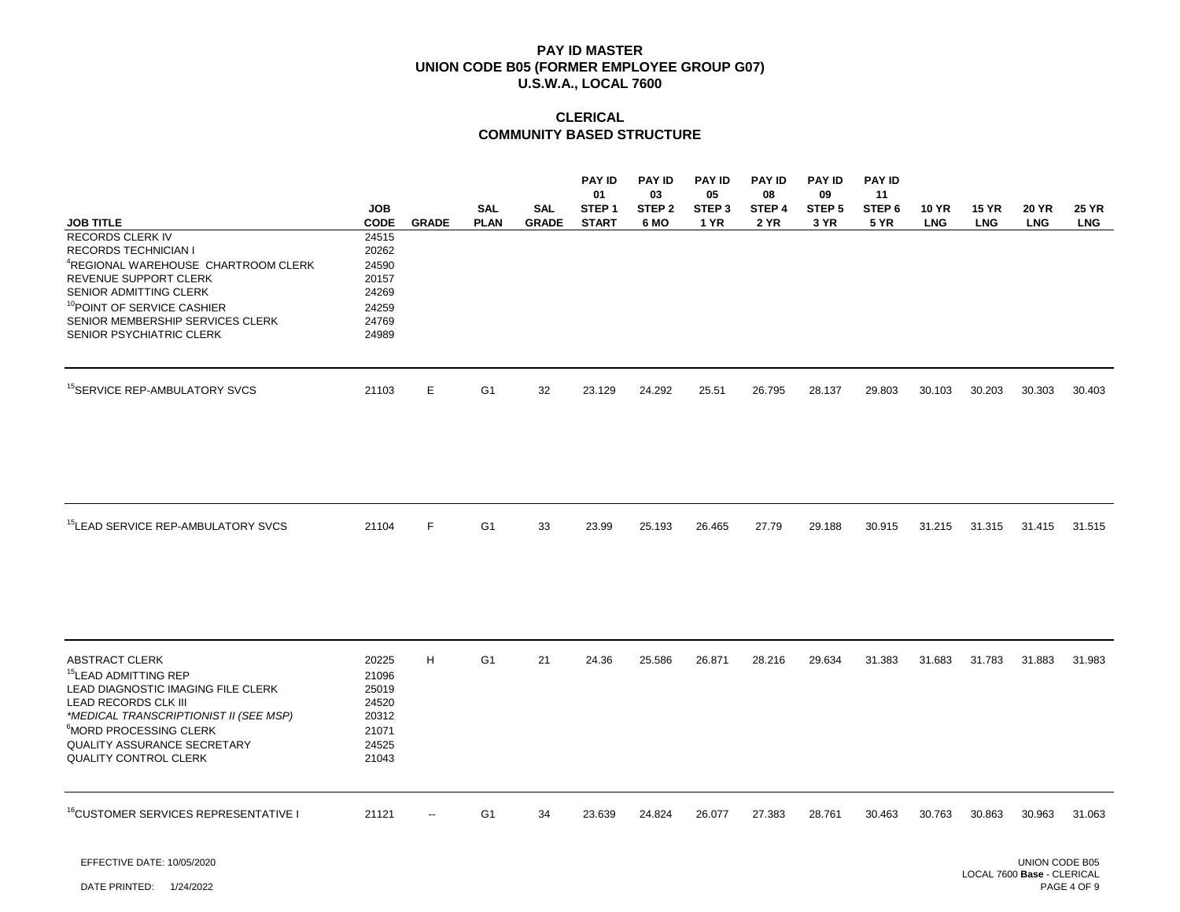**PAY ID MASTER**
**UNION CODE B05 (FORMER EMPLOYEE GROUP G07)**
**U.S.W.A., LOCAL 7600**

**CLERICAL**
**COMMUNITY BASED STRUCTURE**

| JOB TITLE | JOB CODE | GRADE | SAL PLAN | SAL GRADE | PAY ID 01 STEP 1 START | PAY ID 03 STEP 2 6 MO | PAY ID 05 STEP 3 1 YR | PAY ID 08 STEP 4 2 YR | PAY ID 09 STEP 5 3 YR | PAY ID 11 STEP 6 5 YR | 10 YR LNG | 15 YR LNG | 20 YR LNG | 25 YR LNG |
|---|---|---|---|---|---|---|---|---|---|---|---|---|---|---|
| RECORDS CLERK IV | 24515 | | | | | | | | | | | | | |
| RECORDS TECHNICIAN I | 20262 | | | | | | | | | | | | | |
| [4]REGIONAL WAREHOUSE CHARTROOM CLERK | 24590 | | | | | | | | | | | | | |
| REVENUE SUPPORT CLERK | 20157 | | | | | | | | | | | | | |
| SENIOR ADMITTING CLERK | 24269 | | | | | | | | | | | | | |
| [10]POINT OF SERVICE CASHIER | 24259 | | | | | | | | | | | | | |
| SENIOR MEMBERSHIP SERVICES CLERK | 24769 | | | | | | | | | | | | | |
| SENIOR PSYCHIATRIC CLERK | 24989 | | | | | | | | | | | | | |
| [15]SERVICE REP-AMBULATORY SVCS | 21103 | E | G1 | 32 | 23.129 | 24.292 | 25.51 | 26.795 | 28.137 | 29.803 | 30.103 | 30.203 | 30.303 | 30.403 |
| [15]LEAD SERVICE REP-AMBULATORY SVCS | 21104 | F | G1 | 33 | 23.99 | 25.193 | 26.465 | 27.79 | 29.188 | 30.915 | 31.215 | 31.315 | 31.415 | 31.515 |
| ABSTRACT CLERK | 20225 | H | G1 | 21 | 24.36 | 25.586 | 26.871 | 28.216 | 29.634 | 31.383 | 31.683 | 31.783 | 31.883 | 31.983 |
| [15]LEAD ADMITTING REP | 21096 | | | | | | | | | | | | | |
| LEAD DIAGNOSTIC IMAGING FILE CLERK | 25019 | | | | | | | | | | | | | |
| LEAD RECORDS CLK III | 24520 | | | | | | | | | | | | | |
| *MEDICAL TRANSCRIPTIONIST II (SEE MSP)* | 20312 | | | | | | | | | | | | | |
| [6]MORD PROCESSING CLERK | 21071 | | | | | | | | | | | | | |
| QUALITY ASSURANCE SECRETARY | 24525 | | | | | | | | | | | | | |
| QUALITY CONTROL CLERK | 21043 | | | | | | | | | | | | | |
| [16]CUSTOMER SERVICES REPRESENTATIVE I | 21121 | -- | G1 | 34 | 23.639 | 24.824 | 26.077 | 27.383 | 28.761 | 30.463 | 30.763 | 30.863 | 30.963 | 31.063 |

EFFECTIVE DATE: 10/05/2020

DATE PRINTED: 1/24/2022

UNION CODE B05
LOCAL 7600 **Base** - CLERICAL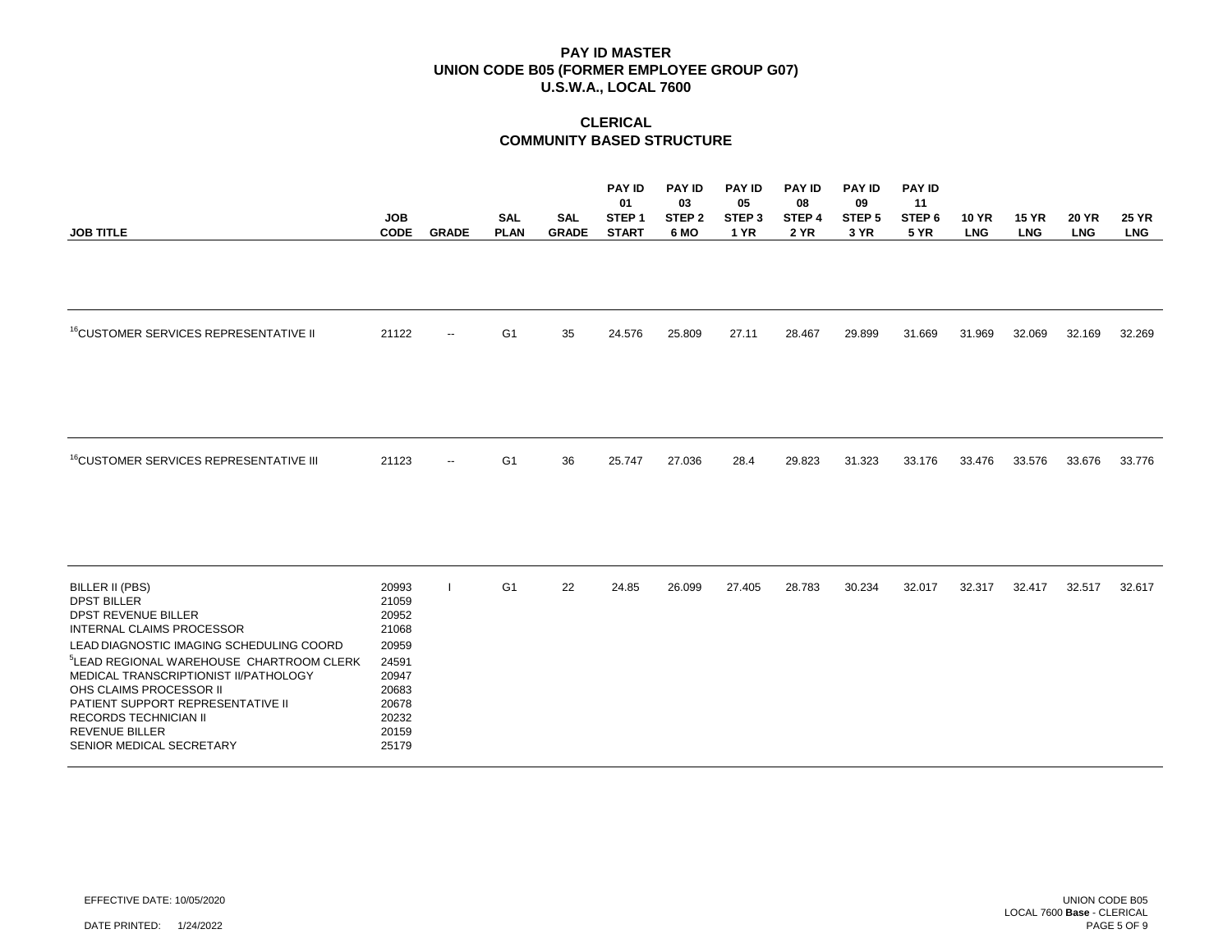# PAY ID MASTER
## UNION CODE B05 (FORMER EMPLOYEE GROUP G07)
## U.S.W.A., LOCAL 7600

### CLERICAL
### COMMUNITY BASED STRUCTURE

| JOB TITLE | JOB CODE | GRADE | SAL PLAN | SAL GRADE | PAY ID 01 STEP 1 START | PAY ID 03 STEP 2 6 MO | PAY ID 05 STEP 3 1 YR | PAY ID 08 STEP 4 2 YR | PAY ID 09 STEP 5 3 YR | PAY ID 11 STEP 6 5 YR | 10 YR LNG | 15 YR LNG | 20 YR LNG | 25 YR LNG |
|---|---|---|---|---|---|---|---|---|---|---|---|---|---|---|
| [16]CUSTOMER SERVICES REPRESENTATIVE II | 21122 | -- | G1 | 35 | 24.576 | 25.809 | 27.11 | 28.467 | 29.899 | 31.669 | 31.969 | 32.069 | 32.169 | 32.269 |
| [16]CUSTOMER SERVICES REPRESENTATIVE III | 21123 | -- | G1 | 36 | 25.747 | 27.036 | 28.4 | 29.823 | 31.323 | 33.176 | 33.476 | 33.576 | 33.676 | 33.776 |
| BILLER II (PBS) | 20993 | I | G1 | 22 | 24.85 | 26.099 | 27.405 | 28.783 | 30.234 | 32.017 | 32.317 | 32.417 | 32.517 | 32.617 |
| DPST BILLER | 21059 | | | | | | | | | | | | | |
| DPST REVENUE BILLER | 20952 | | | | | | | | | | | | | |
| INTERNAL CLAIMS PROCESSOR | 21068 | | | | | | | | | | | | | |
| LEAD DIAGNOSTIC IMAGING SCHEDULING COORD | 20959 | | | | | | | | | | | | | |
| [5]LEAD REGIONAL WAREHOUSE CHARTROOM CLERK | 24591 | | | | | | | | | | | | | |
| MEDICAL TRANSCRIPTIONIST II/PATHOLOGY | 20947 | | | | | | | | | | | | | |
| OHS CLAIMS PROCESSOR II | 20683 | | | | | | | | | | | | | |
| PATIENT SUPPORT REPRESENTATIVE II | 20678 | | | | | | | | | | | | | |
| RECORDS TECHNICIAN II | 20232 | | | | | | | | | | | | | |
| REVENUE BILLER | 20159 | | | | | | | | | | | | | |
| SENIOR MEDICAL SECRETARY | 25179 | | | | | | | | | | | | | |

EFFECTIVE DATE: 10/05/2020

DATE PRINTED: 1/24/2022

UNION CODE B05
LOCAL 7600 **Base** - CLERICAL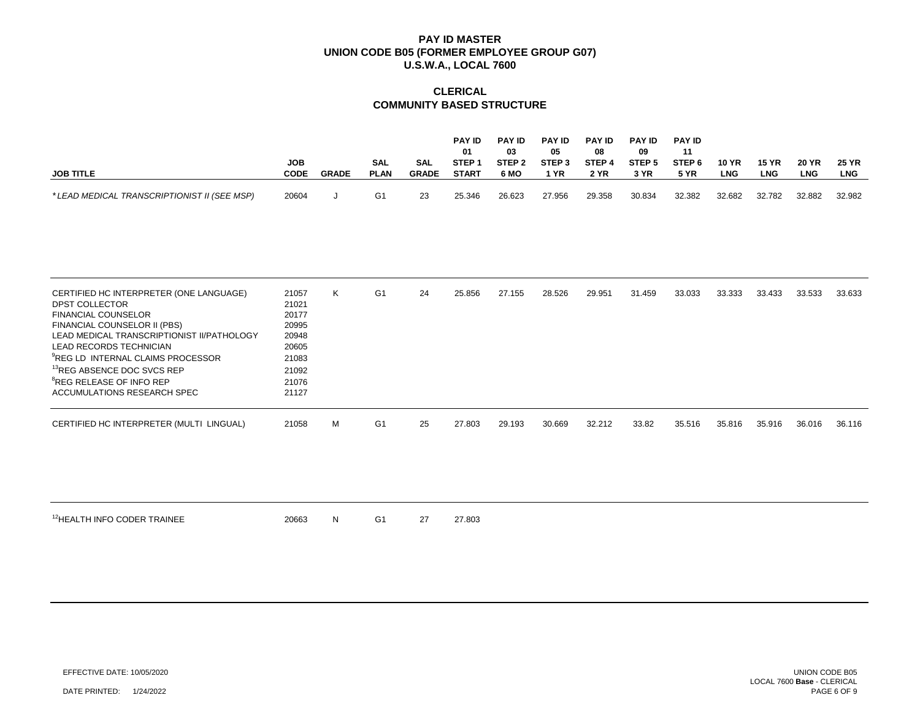# PAY ID MASTER
## UNION CODE B05 (FORMER EMPLOYEE GROUP G07)
## U.S.W.A., LOCAL 7600

### CLERICAL
### COMMUNITY BASED STRUCTURE

| JOB TITLE | JOB CODE | GRADE | SAL PLAN | SAL GRADE | PAY ID 01 STEP 1 START | PAY ID 03 STEP 2 6 MO | PAY ID 05 STEP 3 1 YR | PAY ID 08 STEP 4 2 YR | PAY ID 09 STEP 5 3 YR | PAY ID 11 STEP 6 5 YR | 10 YR LNG | 15 YR LNG | 20 YR LNG | 25 YR LNG |
|---|---|---|---|---|---|---|---|---|---|---|---|---|---|---|
| **LEAD MEDICAL TRANSCRIPTIONIST II (SEE MSP)* | 20604 | J | G1 | 23 | 25.346 | 26.623 | 27.956 | 29.358 | 30.834 | 32.382 | 32.682 | 32.782 | 32.882 | 32.982 |
| CERTIFIED HC INTERPRETER (ONE LANGUAGE) | 21057 | K | G1 | 24 | 25.856 | 27.155 | 28.526 | 29.951 | 31.459 | 33.033 | 33.333 | 33.433 | 33.533 | 33.633 |
| DPST COLLECTOR | 21021 | | | | | | | | | | | | | |
| FINANCIAL COUNSELOR | 20177 | | | | | | | | | | | | | |
| FINANCIAL COUNSELOR II (PBS) | 20995 | | | | | | | | | | | | | |
| LEAD MEDICAL TRANSCRIPTIONIST II/PATHOLOGY | 20948 | | | | | | | | | | | | | |
| LEAD RECORDS TECHNICIAN | 20605 | | | | | | | | | | | | | |
| [9]REG LD INTERNAL CLAIMS PROCESSOR | 21083 | | | | | | | | | | | | | |
| [13]REG ABSENCE DOC SVCS REP | 21092 | | | | | | | | | | | | | |
| [8]REG RELEASE OF INFO REP | 21076 | | | | | | | | | | | | | |
| ACCUMULATIONS RESEARCH SPEC | 21127 | | | | | | | | | | | | | |
| CERTIFIED HC INTERPRETER (MULTI LINGUAL) | 21058 | M | G1 | 25 | 27.803 | 29.193 | 30.669 | 32.212 | 33.82 | 35.516 | 35.816 | 35.916 | 36.016 | 36.116 |
| [12]HEALTH INFO CODER TRAINEE | 20663 | N | G1 | 27 | 27.803 | | | | | | | | | |

EFFECTIVE DATE: 10/05/2020

DATE PRINTED: 1/24/2022

UNION CODE B05
LOCAL 7600 **Base** - CLERICAL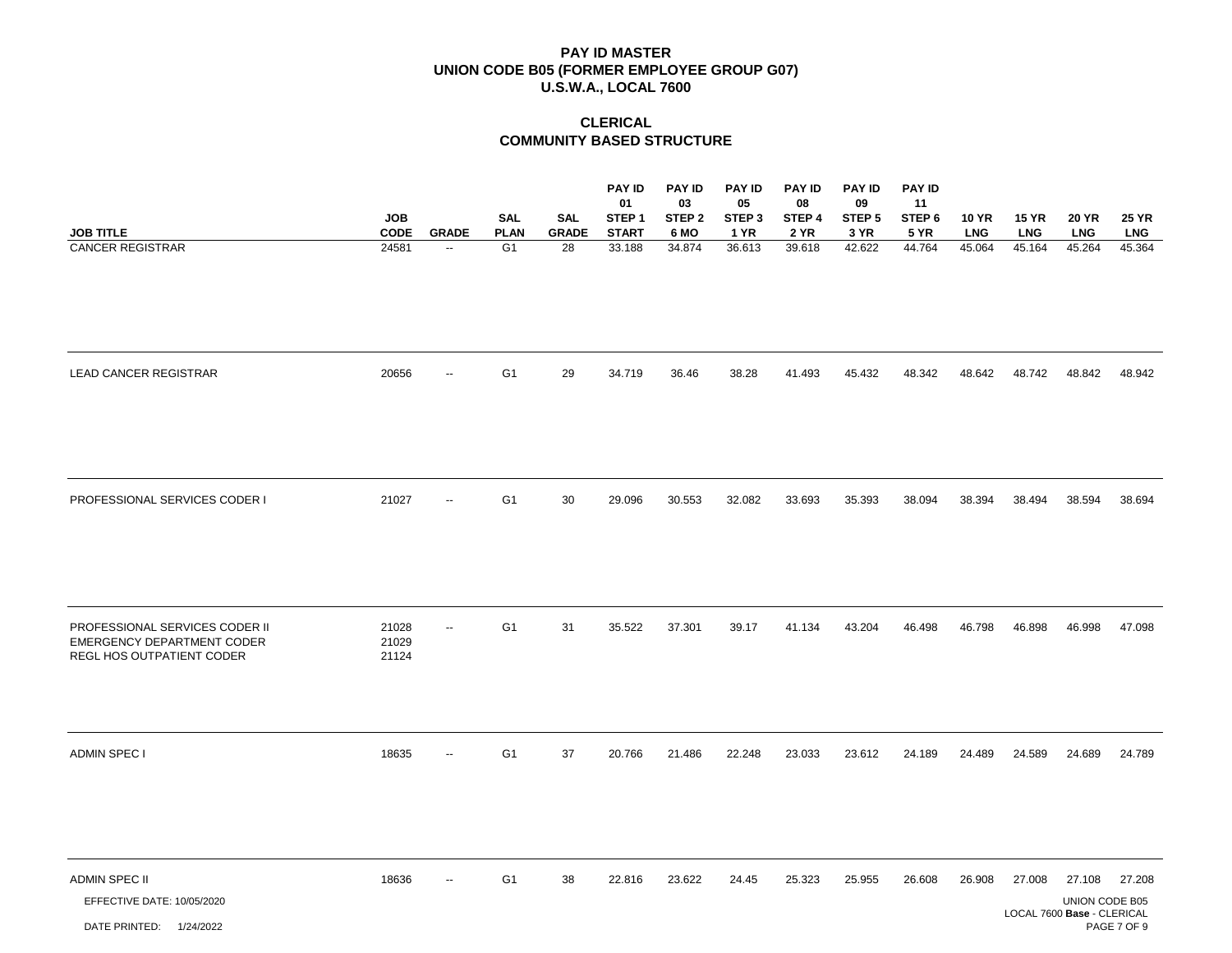**PAY ID MASTER**
**UNION CODE B05 (FORMER EMPLOYEE GROUP G07)**
**U.S.W.A., LOCAL 7600**

**CLERICAL**
**COMMUNITY BASED STRUCTURE**

| JOB TITLE | JOB CODE | GRADE | SAL PLAN | SAL GRADE | PAY ID 01 STEP 1 START | PAY ID 03 STEP 2 6 MO | PAY ID 05 STEP 3 1 YR | PAY ID 08 STEP 4 2 YR | PAY ID 09 STEP 5 3 YR | PAY ID 11 STEP 6 5 YR | 10 YR LNG | 15 YR LNG | 20 YR LNG | 25 YR LNG |
|---|---|---|---|---|---|---|---|---|---|---|---|---|---|---|
| CANCER REGISTRAR | 24581 | -- | G1 | 28 | 33.188 | 34.874 | 36.613 | 39.618 | 42.622 | 44.764 | 45.064 | 45.164 | 45.264 | 45.364 |
| LEAD CANCER REGISTRAR | 20656 | -- | G1 | 29 | 34.719 | 36.46 | 38.28 | 41.493 | 45.432 | 48.342 | 48.642 | 48.742 | 48.842 | 48.942 |
| PROFESSIONAL SERVICES CODER I | 21027 | -- | G1 | 30 | 29.096 | 30.553 | 32.082 | 33.693 | 35.393 | 38.094 | 38.394 | 38.494 | 38.594 | 38.694 |
| PROFESSIONAL SERVICES CODER II<br>EMERGENCY DEPARTMENT CODER<br>REGL HOS OUTPATIENT CODER | 21028<br>21029<br>21124 | -- | G1 | 31 | 35.522 | 37.301 | 39.17 | 41.134 | 43.204 | 46.498 | 46.798 | 46.898 | 46.998 | 47.098 |
| ADMIN SPEC I | 18635 | -- | G1 | 37 | 20.766 | 21.486 | 22.248 | 23.033 | 23.612 | 24.189 | 24.489 | 24.589 | 24.689 | 24.789 |
| ADMIN SPEC II | 18636 | -- | G1 | 38 | 22.816 | 23.622 | 24.45 | 25.323 | 25.955 | 26.608 | 26.908 | 27.008 | 27.108 | 27.208 |

EFFECTIVE DATE: 10/05/2020

DATE PRINTED: 1/24/2022

UNION CODE B05
LOCAL 7600 **Base** - CLERICAL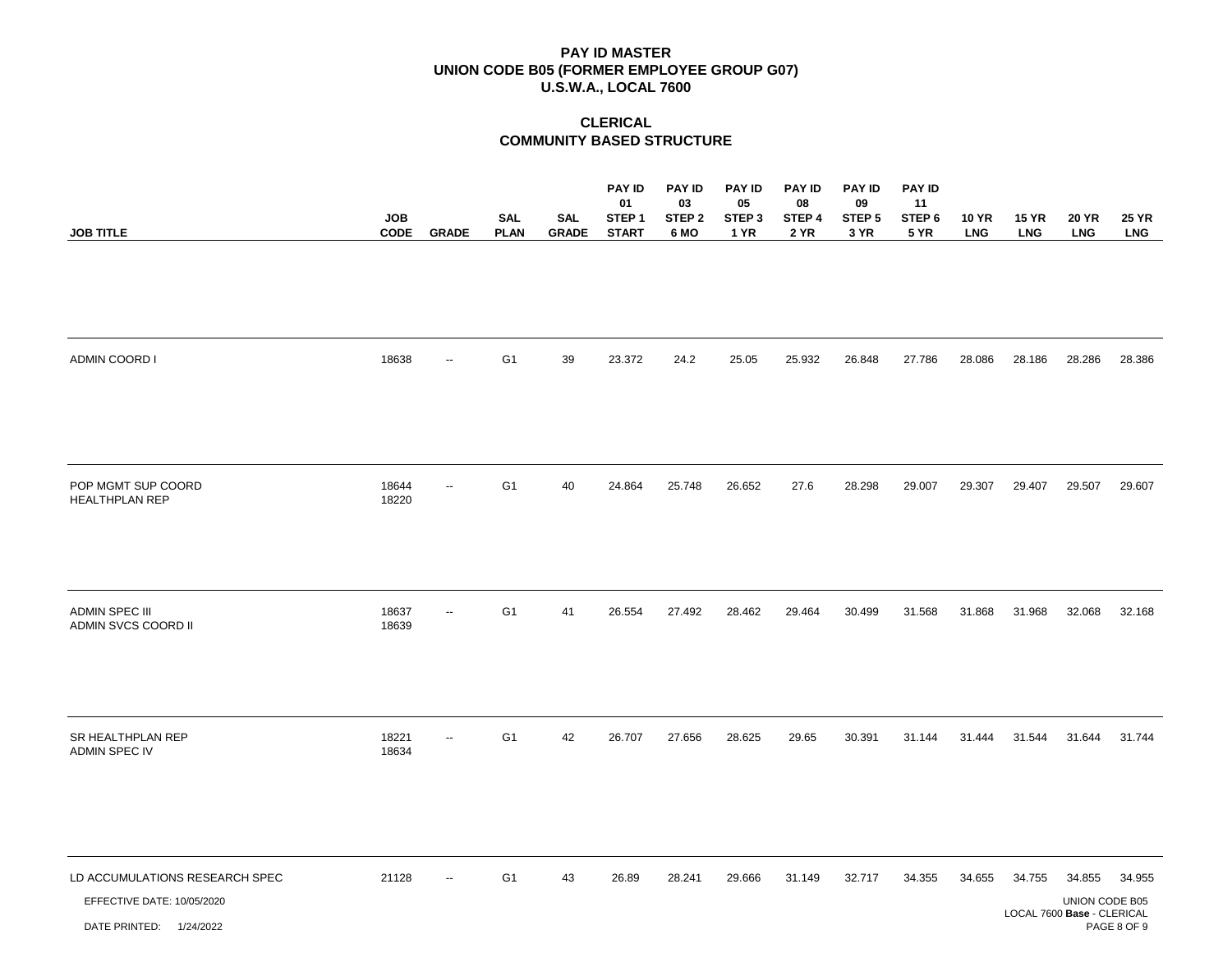**PAY ID MASTER**
**UNION CODE B05 (FORMER EMPLOYEE GROUP G07)**
**U.S.W.A., LOCAL 7600**

**CLERICAL**
**COMMUNITY BASED STRUCTURE**

| JOB TITLE | JOB CODE | GRADE | SAL PLAN | SAL GRADE | PAY ID 01 STEP 1 START | PAY ID 03 STEP 2 6 MO | PAY ID 05 STEP 3 1 YR | PAY ID 08 STEP 4 2 YR | PAY ID 09 STEP 5 3 YR | PAY ID 11 STEP 6 5 YR | 10 YR LNG | 15 YR LNG | 20 YR LNG | 25 YR LNG |
|---|---|---|---|---|---|---|---|---|---|---|---|---|---|---|
| ADMIN COORD I | 18638 | -- | G1 | 39 | 23.372 | 24.2 | 25.05 | 25.932 | 26.848 | 27.786 | 28.086 | 28.186 | 28.286 | 28.386 |
| POP MGMT SUP COORD<br>HEALTHPLAN REP | 18644<br>18220 | -- | G1 | 40 | 24.864 | 25.748 | 26.652 | 27.6 | 28.298 | 29.007 | 29.307 | 29.407 | 29.507 | 29.607 |
| ADMIN SPEC III<br>ADMIN SVCS COORD II | 18637<br>18639 | -- | G1 | 41 | 26.554 | 27.492 | 28.462 | 29.464 | 30.499 | 31.568 | 31.868 | 31.968 | 32.068 | 32.168 |
| SR HEALTHPLAN REP<br>ADMIN SPEC IV | 18221<br>18634 | -- | G1 | 42 | 26.707 | 27.656 | 28.625 | 29.65 | 30.391 | 31.144 | 31.444 | 31.544 | 31.644 | 31.744 |
| LD ACCUMULATIONS RESEARCH SPEC | 21128 | -- | G1 | 43 | 26.89 | 28.241 | 29.666 | 31.149 | 32.717 | 34.355 | 34.655 | 34.755 | 34.855 | 34.955 |

EFFECTIVE DATE: 10/05/2020

DATE PRINTED: 1/24/2022

UNION CODE B05
LOCAL 7600 **Base** - CLERICAL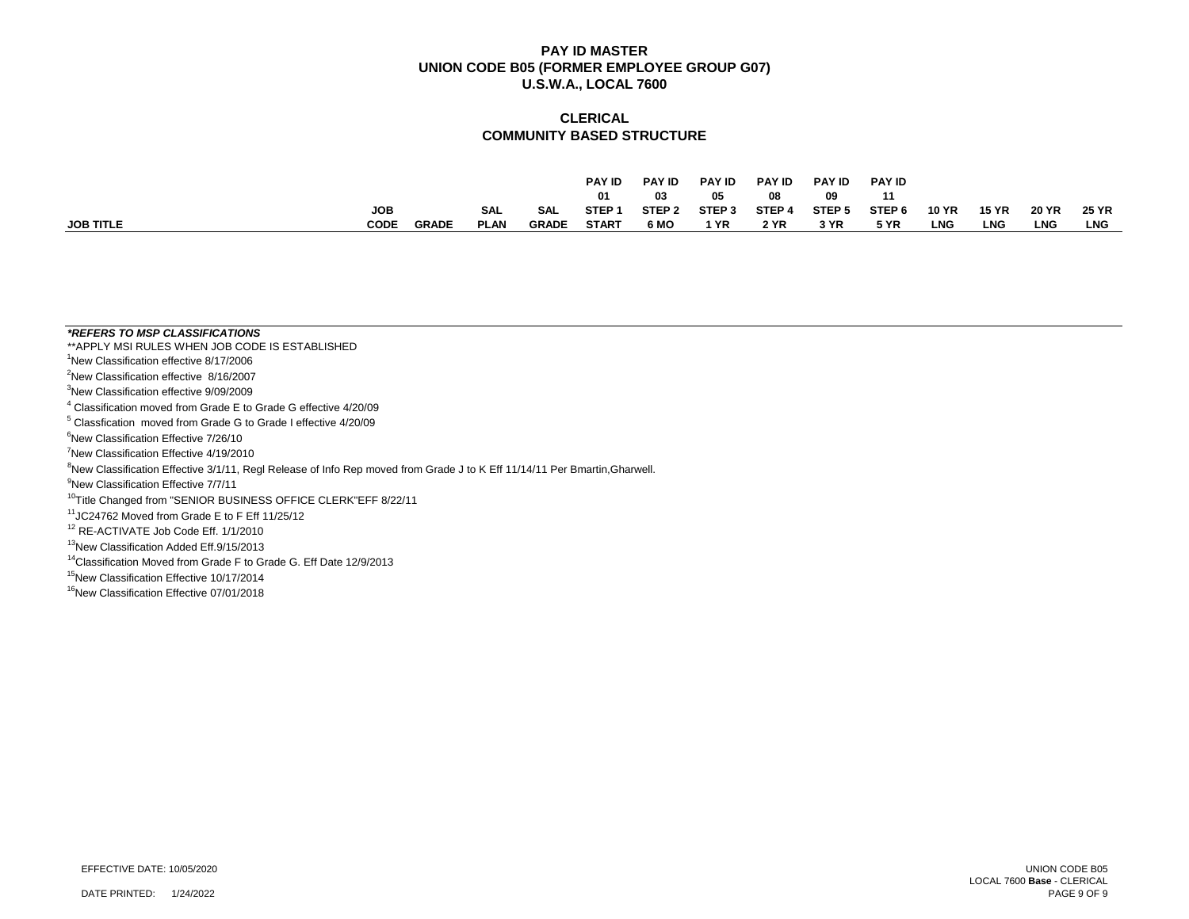**PAY ID MASTER**
**UNION CODE B05 (FORMER EMPLOYEE GROUP G07)**
**U.S.W.A., LOCAL 7600**

**CLERICAL**
**COMMUNITY BASED STRUCTURE**

| JOB TITLE | JOB CODE | GRADE | SAL PLAN | SAL GRADE | PAY ID 01 STEP 1 START | PAY ID 03 STEP 2 6 MO | PAY ID 05 STEP 3 1 YR | PAY ID 08 STEP 4 2 YR | PAY ID 09 STEP 5 3 YR | PAY ID 11 STEP 6 5 YR | 10 YR LNG | 15 YR LNG | 20 YR LNG | 25 YR LNG |
|---|---|---|---|---|---|---|---|---|---|---|---|---|---|---|

***REFERS TO MSP CLASSIFICATIONS***

**APPLY MSI RULES WHEN JOB CODE IS ESTABLISHED

[1]New Classification effective 8/17/2006

[2]New Classification effective 8/16/2007

[3]New Classification effective 9/09/2009

[4] Classification moved from Grade E to Grade G effective 4/20/09

[5] Classfication moved from Grade G to Grade I effective 4/20/09

[6]New Classification Effective 7/26/10

[7]New Classification Effective 4/19/2010

[8]New Classification Effective 3/1/11, Regl Release of Info Rep moved from Grade J to K Eff 11/14/11 Per Bmartin,Gharwell.

[9]New Classification Effective 7/7/11

[10]Title Changed from "SENIOR BUSINESS OFFICE CLERK"EFF 8/22/11

[11]JC24762 Moved from Grade E to F Eff 11/25/12

[12] RE-ACTIVATE Job Code Eff. 1/1/2010

[13]New Classification Added Eff.9/15/2013

[14]Classification Moved from Grade F to Grade G. Eff Date 12/9/2013

[15]New Classification Effective 10/17/2014

[16]New Classification Effective 07/01/2018

EFFECTIVE DATE: 10/05/2020

DATE PRINTED: 1/24/2022

UNION CODE B05
LOCAL 7600 **Base** - CLERICAL